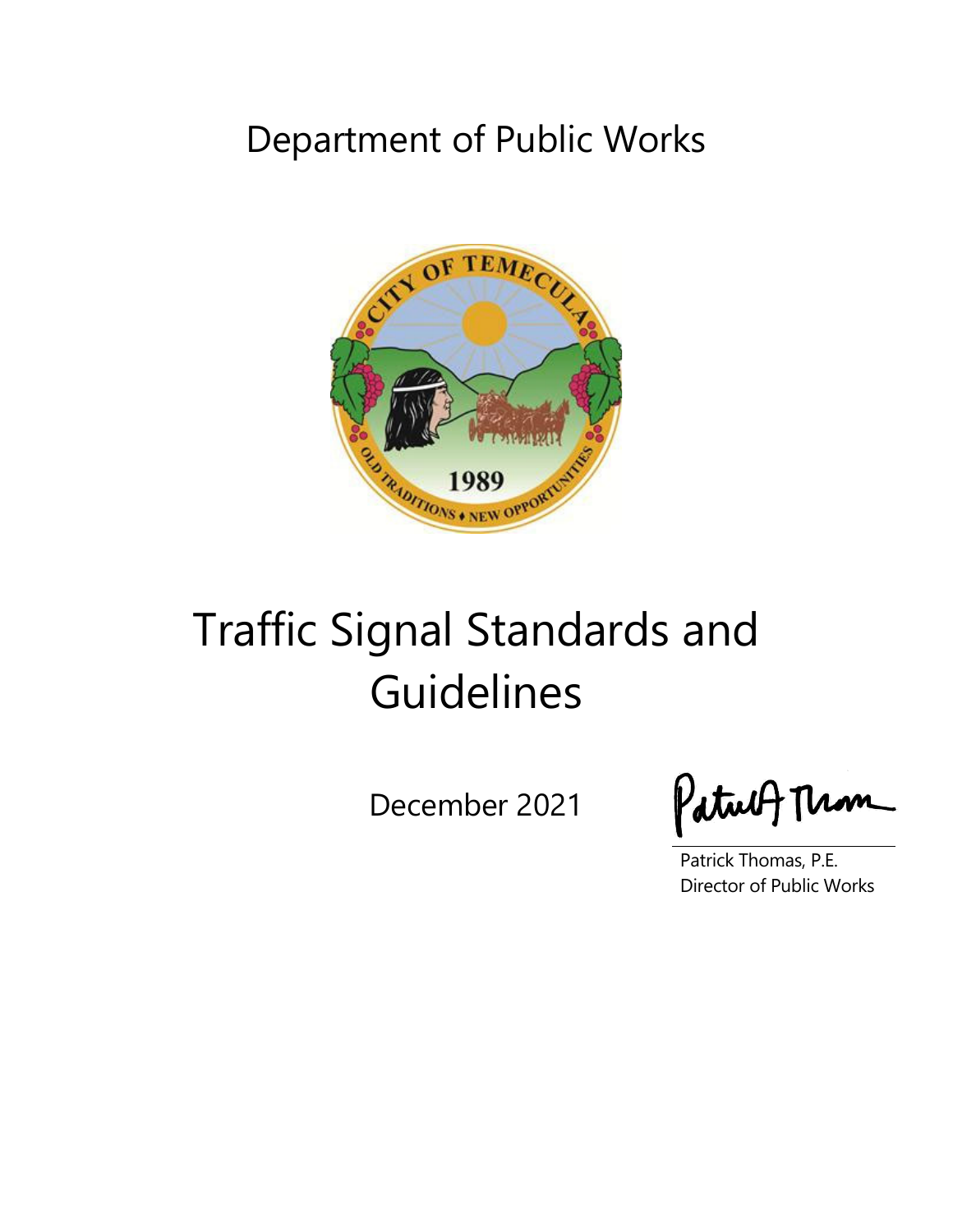Department of Public Works

# Traffic Signal Standards and Guidelines

December 2021

Patrick Thomas, P.E.
Director of Public Works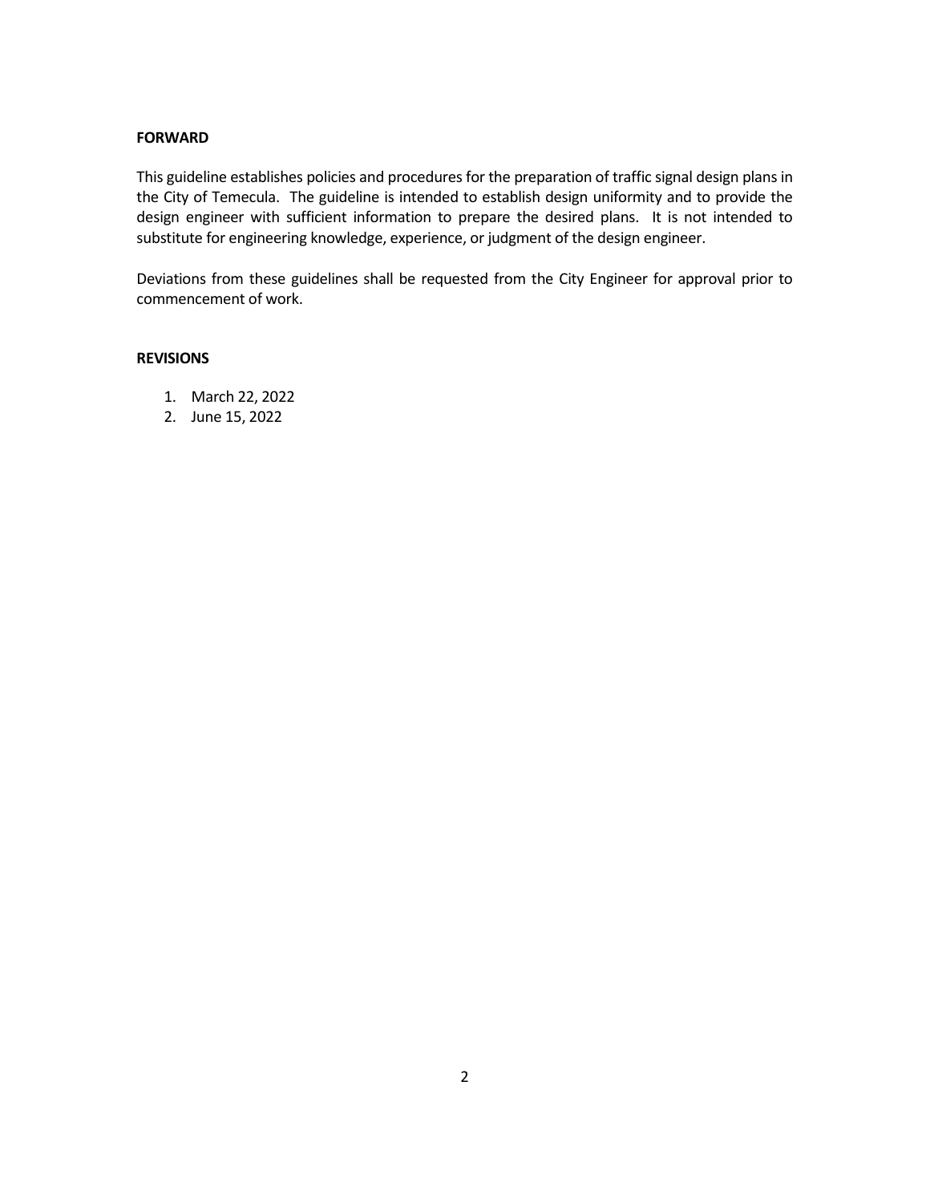## FORWARD

This guideline establishes policies and procedures for the preparation of traffic signal design plans in the City of Temecula. The guideline is intended to establish design uniformity and to provide the design engineer with sufficient information to prepare the desired plans. It is not intended to substitute for engineering knowledge, experience, or judgment of the design engineer.

Deviations from these guidelines shall be requested from the City Engineer for approval prior to commencement of work.

## REVISIONS

1. March 22, 2022
2. June 15, 2022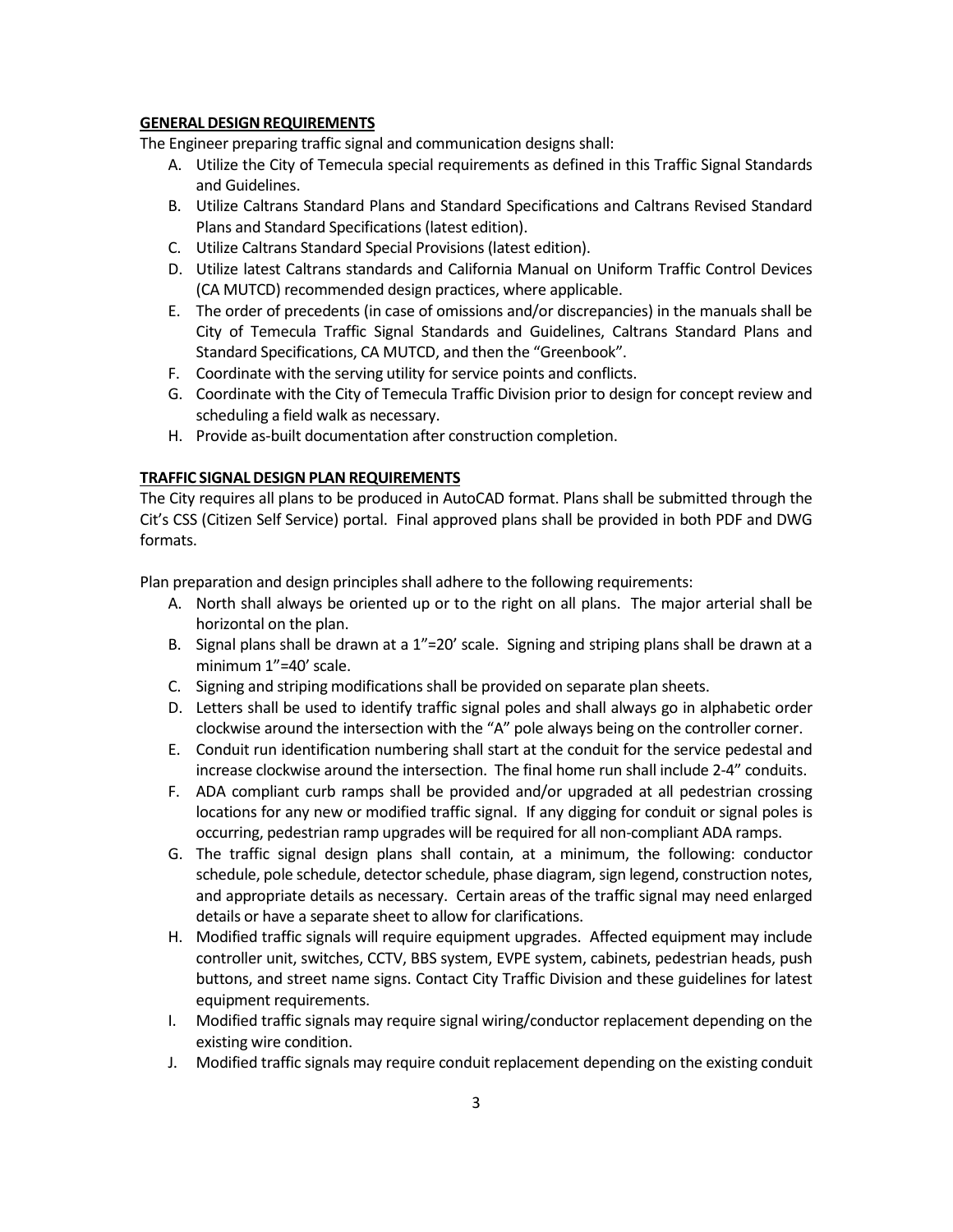**GENERAL DESIGN REQUIREMENTS**

The Engineer preparing traffic signal and communication designs shall:

A. Utilize the City of Temecula special requirements as defined in this Traffic Signal Standards and Guidelines.
B. Utilize Caltrans Standard Plans and Standard Specifications and Caltrans Revised Standard Plans and Standard Specifications (latest edition).
C. Utilize Caltrans Standard Special Provisions (latest edition).
D. Utilize latest Caltrans standards and California Manual on Uniform Traffic Control Devices (CA MUTCD) recommended design practices, where applicable.
E. The order of precedents (in case of omissions and/or discrepancies) in the manuals shall be City of Temecula Traffic Signal Standards and Guidelines, Caltrans Standard Plans and Standard Specifications, CA MUTCD, and then the "Greenbook".
F. Coordinate with the serving utility for service points and conflicts.
G. Coordinate with the City of Temecula Traffic Division prior to design for concept review and scheduling a field walk as necessary.
H. Provide as-built documentation after construction completion.

**TRAFFIC SIGNAL DESIGN PLAN REQUIREMENTS**

The City requires all plans to be produced in AutoCAD format. Plans shall be submitted through the Cit's CSS (Citizen Self Service) portal. Final approved plans shall be provided in both PDF and DWG formats.

Plan preparation and design principles shall adhere to the following requirements:

A. North shall always be oriented up or to the right on all plans. The major arterial shall be horizontal on the plan.
B. Signal plans shall be drawn at a 1"=20' scale. Signing and striping plans shall be drawn at a minimum 1"=40' scale.
C. Signing and striping modifications shall be provided on separate plan sheets.
D. Letters shall be used to identify traffic signal poles and shall always go in alphabetic order clockwise around the intersection with the "A" pole always being on the controller corner.
E. Conduit run identification numbering shall start at the conduit for the service pedestal and increase clockwise around the intersection. The final home run shall include 2-4" conduits.
F. ADA compliant curb ramps shall be provided and/or upgraded at all pedestrian crossing locations for any new or modified traffic signal. If any digging for conduit or signal poles is occurring, pedestrian ramp upgrades will be required for all non-compliant ADA ramps.
G. The traffic signal design plans shall contain, at a minimum, the following: conductor schedule, pole schedule, detector schedule, phase diagram, sign legend, construction notes, and appropriate details as necessary. Certain areas of the traffic signal may need enlarged details or have a separate sheet to allow for clarifications.
H. Modified traffic signals will require equipment upgrades. Affected equipment may include controller unit, switches, CCTV, BBS system, EVPE system, cabinets, pedestrian heads, push buttons, and street name signs. Contact City Traffic Division and these guidelines for latest equipment requirements.
I. Modified traffic signals may require signal wiring/conductor replacement depending on the existing wire condition.
J. Modified traffic signals may require conduit replacement depending on the existing conduit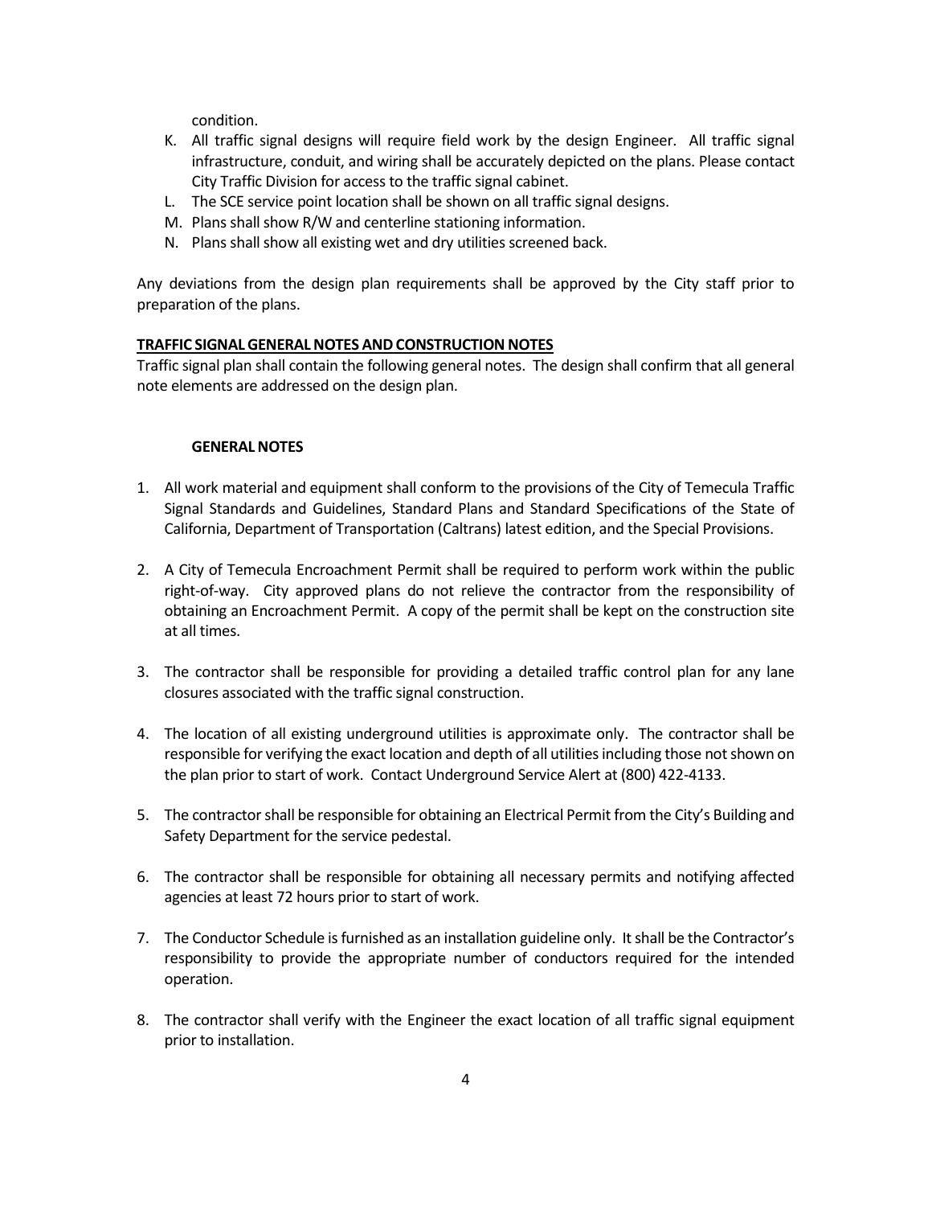condition.

K. All traffic signal designs will require field work by the design Engineer. All traffic signal infrastructure, conduit, and wiring shall be accurately depicted on the plans. Please contact City Traffic Division for access to the traffic signal cabinet.
L. The SCE service point location shall be shown on all traffic signal designs.
M. Plans shall show R/W and centerline stationing information.
N. Plans shall show all existing wet and dry utilities screened back.

Any deviations from the design plan requirements shall be approved by the City staff prior to preparation of the plans.

**TRAFFIC SIGNAL GENERAL NOTES AND CONSTRUCTION NOTES**

Traffic signal plan shall contain the following general notes. The design shall confirm that all general note elements are addressed on the design plan.

**GENERAL NOTES**

1. All work material and equipment shall conform to the provisions of the City of Temecula Traffic Signal Standards and Guidelines, Standard Plans and Standard Specifications of the State of California, Department of Transportation (Caltrans) latest edition, and the Special Provisions.

2. A City of Temecula Encroachment Permit shall be required to perform work within the public right-of-way. City approved plans do not relieve the contractor from the responsibility of obtaining an Encroachment Permit. A copy of the permit shall be kept on the construction site at all times.

3. The contractor shall be responsible for providing a detailed traffic control plan for any lane closures associated with the traffic signal construction.

4. The location of all existing underground utilities is approximate only. The contractor shall be responsible for verifying the exact location and depth of all utilities including those not shown on the plan prior to start of work. Contact Underground Service Alert at (800) 422-4133.

5. The contractor shall be responsible for obtaining an Electrical Permit from the City's Building and Safety Department for the service pedestal.

6. The contractor shall be responsible for obtaining all necessary permits and notifying affected agencies at least 72 hours prior to start of work.

7. The Conductor Schedule is furnished as an installation guideline only. It shall be the Contractor's responsibility to provide the appropriate number of conductors required for the intended operation.

8. The contractor shall verify with the Engineer the exact location of all traffic signal equipment prior to installation.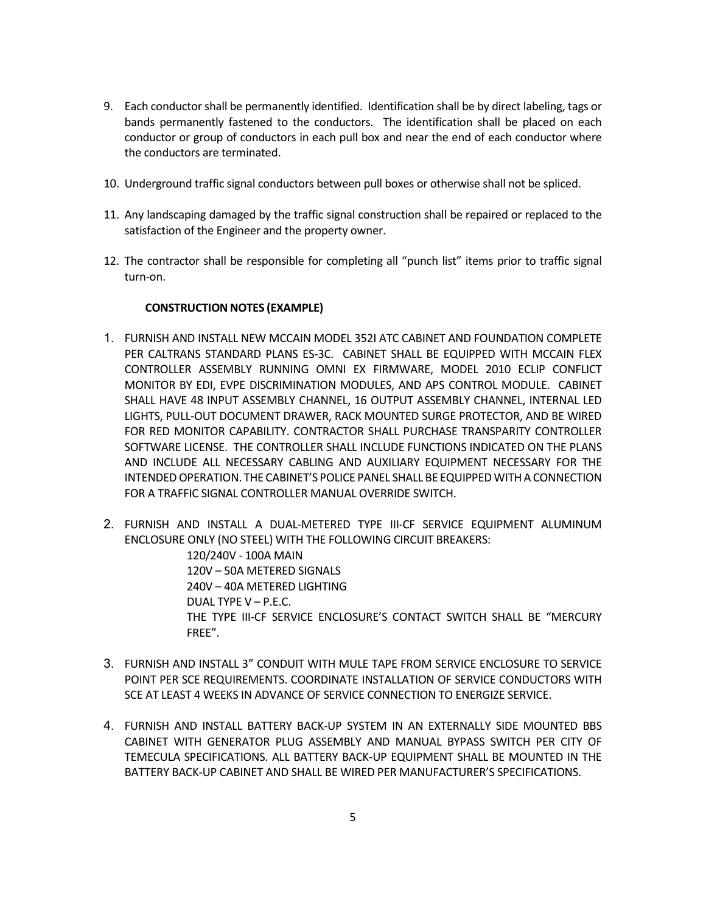9. Each conductor shall be permanently identified. Identification shall be by direct labeling, tags or bands permanently fastened to the conductors. The identification shall be placed on each conductor or group of conductors in each pull box and near the end of each conductor where the conductors are terminated.

10. Underground traffic signal conductors between pull boxes or otherwise shall not be spliced.

11. Any landscaping damaged by the traffic signal construction shall be repaired or replaced to the satisfaction of the Engineer and the property owner.

12. The contractor shall be responsible for completing all "punch list" items prior to traffic signal turn-on.

**CONSTRUCTION NOTES (EXAMPLE)**

1. FURNISH AND INSTALL NEW MCCAIN MODEL 352I ATC CABINET AND FOUNDATION COMPLETE PER CALTRANS STANDARD PLANS ES-3C. CABINET SHALL BE EQUIPPED WITH MCCAIN FLEX CONTROLLER ASSEMBLY RUNNING OMNI EX FIRMWARE, MODEL 2010 ECLIP CONFLICT MONITOR BY EDI, EVPE DISCRIMINATION MODULES, AND APS CONTROL MODULE. CABINET SHALL HAVE 48 INPUT ASSEMBLY CHANNEL, 16 OUTPUT ASSEMBLY CHANNEL, INTERNAL LED LIGHTS, PULL-OUT DOCUMENT DRAWER, RACK MOUNTED SURGE PROTECTOR, AND BE WIRED FOR RED MONITOR CAPABILITY. CONTRACTOR SHALL PURCHASE TRANSPARITY CONTROLLER SOFTWARE LICENSE. THE CONTROLLER SHALL INCLUDE FUNCTIONS INDICATED ON THE PLANS AND INCLUDE ALL NECESSARY CABLING AND AUXILIARY EQUIPMENT NECESSARY FOR THE INTENDED OPERATION. THE CABINET'S POLICE PANEL SHALL BE EQUIPPED WITH A CONNECTION FOR A TRAFFIC SIGNAL CONTROLLER MANUAL OVERRIDE SWITCH.

2. FURNISH AND INSTALL A DUAL-METERED TYPE III-CF SERVICE EQUIPMENT ALUMINUM ENCLOSURE ONLY (NO STEEL) WITH THE FOLLOWING CIRCUIT BREAKERS:

   120/240V - 100A MAIN
   120V – 50A METERED SIGNALS
   240V – 40A METERED LIGHTING
   DUAL TYPE V – P.E.C.
   THE TYPE III-CF SERVICE ENCLOSURE'S CONTACT SWITCH SHALL BE "MERCURY FREE".

3. FURNISH AND INSTALL 3" CONDUIT WITH MULE TAPE FROM SERVICE ENCLOSURE TO SERVICE POINT PER SCE REQUIREMENTS. COORDINATE INSTALLATION OF SERVICE CONDUCTORS WITH SCE AT LEAST 4 WEEKS IN ADVANCE OF SERVICE CONNECTION TO ENERGIZE SERVICE.

4. FURNISH AND INSTALL BATTERY BACK-UP SYSTEM IN AN EXTERNALLY SIDE MOUNTED BBS CABINET WITH GENERATOR PLUG ASSEMBLY AND MANUAL BYPASS SWITCH PER CITY OF TEMECULA SPECIFICATIONS. ALL BATTERY BACK-UP EQUIPMENT SHALL BE MOUNTED IN THE BATTERY BACK-UP CABINET AND SHALL BE WIRED PER MANUFACTURER'S SPECIFICATIONS.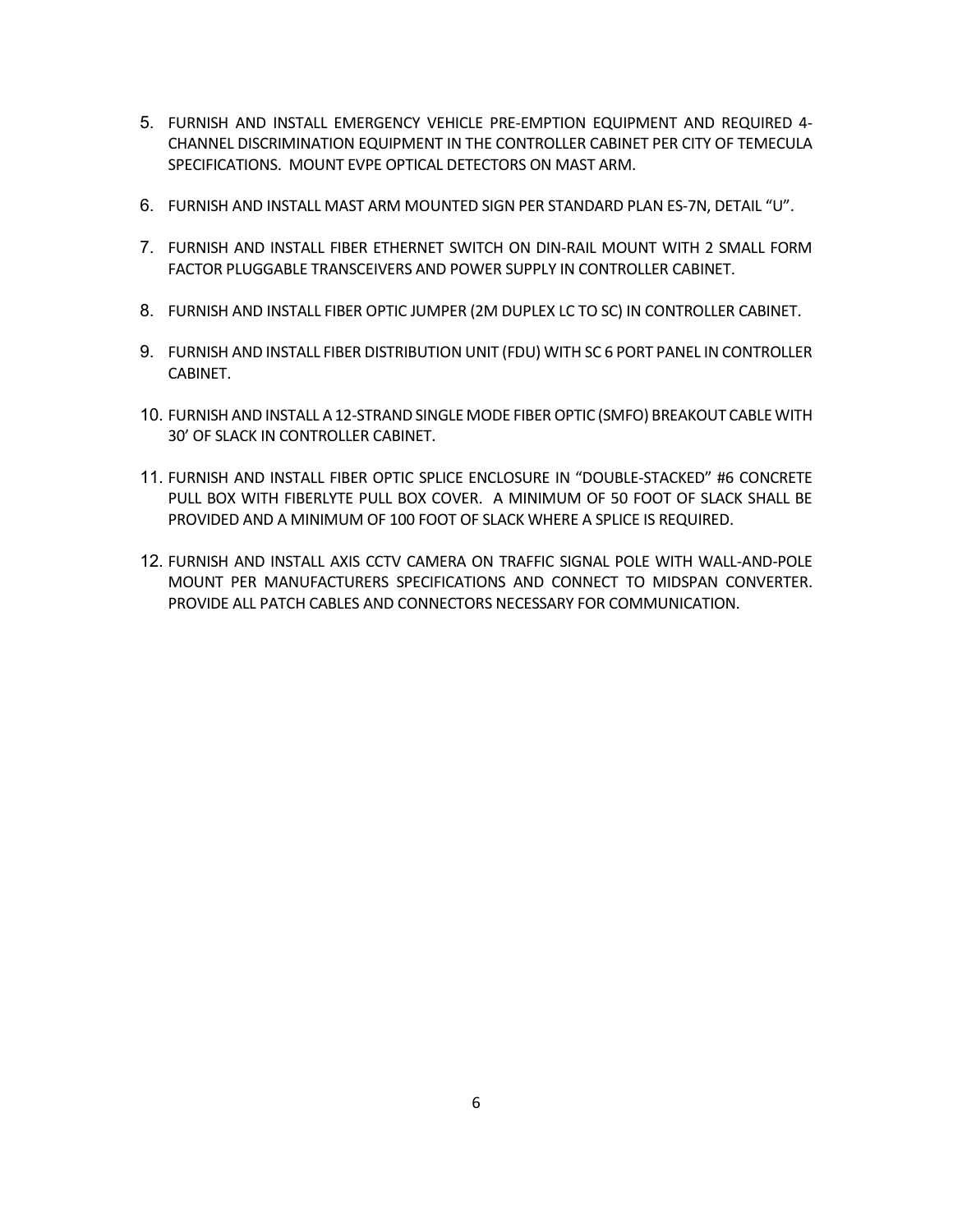5. FURNISH AND INSTALL EMERGENCY VEHICLE PRE-EMPTION EQUIPMENT AND REQUIRED 4-CHANNEL DISCRIMINATION EQUIPMENT IN THE CONTROLLER CABINET PER CITY OF TEMECULA SPECIFICATIONS. MOUNT EVPE OPTICAL DETECTORS ON MAST ARM.

6. FURNISH AND INSTALL MAST ARM MOUNTED SIGN PER STANDARD PLAN ES-7N, DETAIL "U".

7. FURNISH AND INSTALL FIBER ETHERNET SWITCH ON DIN-RAIL MOUNT WITH 2 SMALL FORM FACTOR PLUGGABLE TRANSCEIVERS AND POWER SUPPLY IN CONTROLLER CABINET.

8. FURNISH AND INSTALL FIBER OPTIC JUMPER (2M DUPLEX LC TO SC) IN CONTROLLER CABINET.

9. FURNISH AND INSTALL FIBER DISTRIBUTION UNIT (FDU) WITH SC 6 PORT PANEL IN CONTROLLER CABINET.

10. FURNISH AND INSTALL A 12-STRAND SINGLE MODE FIBER OPTIC (SMFO) BREAKOUT CABLE WITH 30' OF SLACK IN CONTROLLER CABINET.

11. FURNISH AND INSTALL FIBER OPTIC SPLICE ENCLOSURE IN "DOUBLE-STACKED" #6 CONCRETE PULL BOX WITH FIBERLYTE PULL BOX COVER. A MINIMUM OF 50 FOOT OF SLACK SHALL BE PROVIDED AND A MINIMUM OF 100 FOOT OF SLACK WHERE A SPLICE IS REQUIRED.

12. FURNISH AND INSTALL AXIS CCTV CAMERA ON TRAFFIC SIGNAL POLE WITH WALL-AND-POLE MOUNT PER MANUFACTURERS SPECIFICATIONS AND CONNECT TO MIDSPAN CONVERTER. PROVIDE ALL PATCH CABLES AND CONNECTORS NECESSARY FOR COMMUNICATION.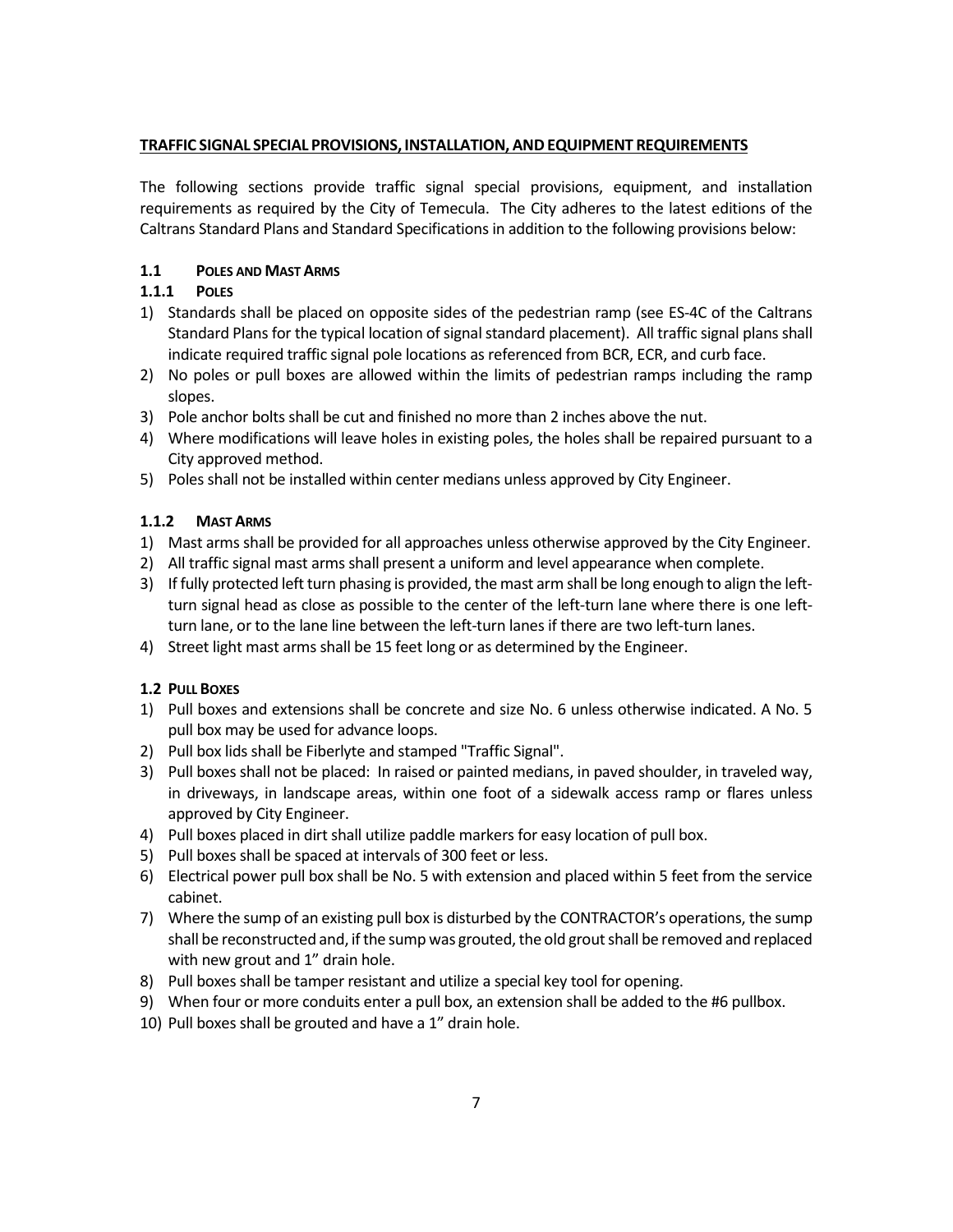**TRAFFIC SIGNAL SPECIAL PROVISIONS, INSTALLATION, AND EQUIPMENT REQUIREMENTS**

The following sections provide traffic signal special provisions, equipment, and installation requirements as required by the City of Temecula. The City adheres to the latest editions of the Caltrans Standard Plans and Standard Specifications in addition to the following provisions below:

## 1.1 POLES AND MAST ARMS

### 1.1.1 POLES

1) Standards shall be placed on opposite sides of the pedestrian ramp (see ES-4C of the Caltrans Standard Plans for the typical location of signal standard placement). All traffic signal plans shall indicate required traffic signal pole locations as referenced from BCR, ECR, and curb face.
2) No poles or pull boxes are allowed within the limits of pedestrian ramps including the ramp slopes.
3) Pole anchor bolts shall be cut and finished no more than 2 inches above the nut.
4) Where modifications will leave holes in existing poles, the holes shall be repaired pursuant to a City approved method.
5) Poles shall not be installed within center medians unless approved by City Engineer.

### 1.1.2 MAST ARMS

1) Mast arms shall be provided for all approaches unless otherwise approved by the City Engineer.
2) All traffic signal mast arms shall present a uniform and level appearance when complete.
3) If fully protected left turn phasing is provided, the mast arm shall be long enough to align the left-turn signal head as close as possible to the center of the left-turn lane where there is one left-turn lane, or to the lane line between the left-turn lanes if there are two left-turn lanes.
4) Street light mast arms shall be 15 feet long or as determined by the Engineer.

## 1.2 PULL BOXES

1) Pull boxes and extensions shall be concrete and size No. 6 unless otherwise indicated. A No. 5 pull box may be used for advance loops.
2) Pull box lids shall be Fiberlyte and stamped "Traffic Signal".
3) Pull boxes shall not be placed: In raised or painted medians, in paved shoulder, in traveled way, in driveways, in landscape areas, within one foot of a sidewalk access ramp or flares unless approved by City Engineer.
4) Pull boxes placed in dirt shall utilize paddle markers for easy location of pull box.
5) Pull boxes shall be spaced at intervals of 300 feet or less.
6) Electrical power pull box shall be No. 5 with extension and placed within 5 feet from the service cabinet.
7) Where the sump of an existing pull box is disturbed by the CONTRACTOR's operations, the sump shall be reconstructed and, if the sump was grouted, the old grout shall be removed and replaced with new grout and 1" drain hole.
8) Pull boxes shall be tamper resistant and utilize a special key tool for opening.
9) When four or more conduits enter a pull box, an extension shall be added to the #6 pullbox.
10) Pull boxes shall be grouted and have a 1" drain hole.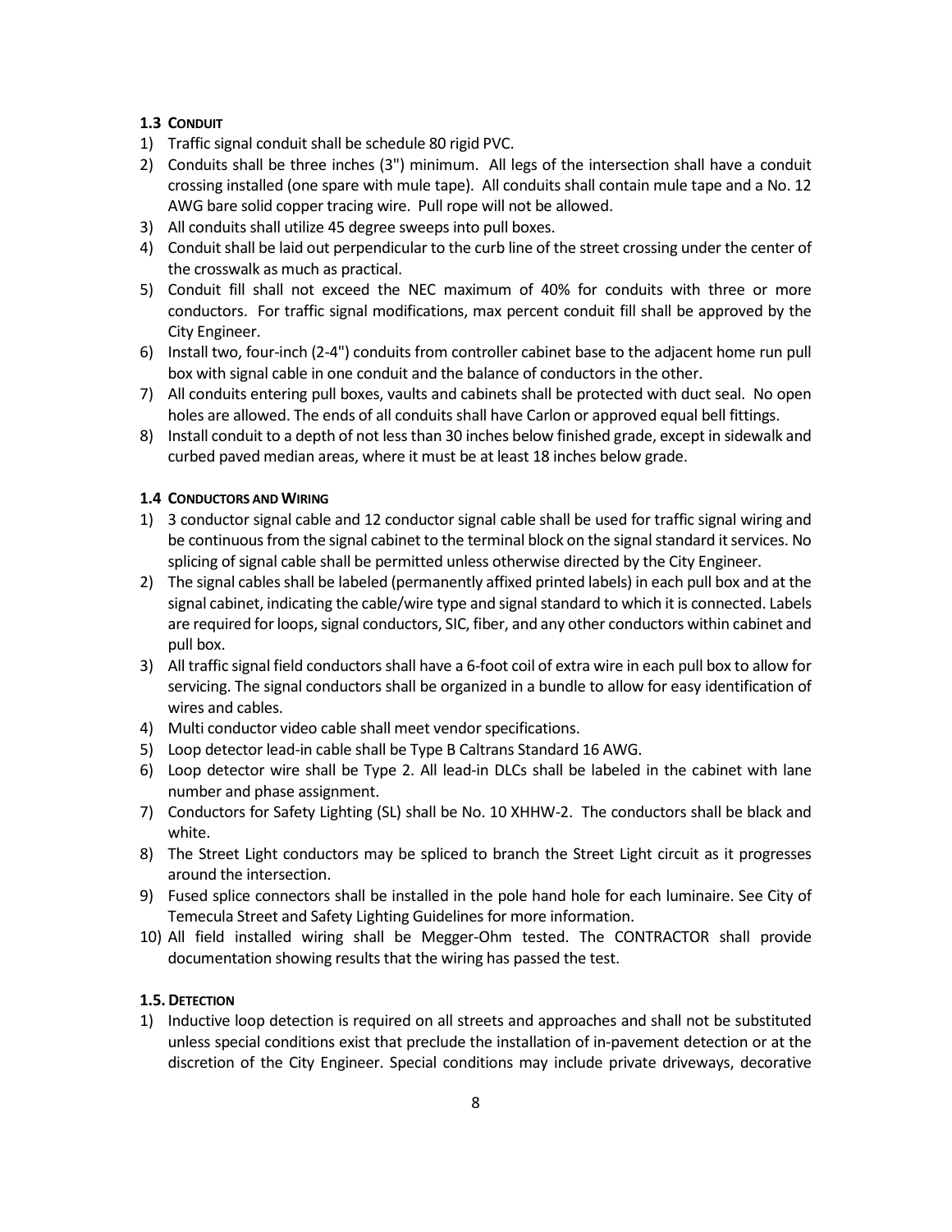### 1.3 Conduit

1) Traffic signal conduit shall be schedule 80 rigid PVC.
2) Conduits shall be three inches (3") minimum. All legs of the intersection shall have a conduit crossing installed (one spare with mule tape). All conduits shall contain mule tape and a No. 12 AWG bare solid copper tracing wire. Pull rope will not be allowed.
3) All conduits shall utilize 45 degree sweeps into pull boxes.
4) Conduit shall be laid out perpendicular to the curb line of the street crossing under the center of the crosswalk as much as practical.
5) Conduit fill shall not exceed the NEC maximum of 40% for conduits with three or more conductors. For traffic signal modifications, max percent conduit fill shall be approved by the City Engineer.
6) Install two, four-inch (2-4") conduits from controller cabinet base to the adjacent home run pull box with signal cable in one conduit and the balance of conductors in the other.
7) All conduits entering pull boxes, vaults and cabinets shall be protected with duct seal. No open holes are allowed. The ends of all conduits shall have Carlon or approved equal bell fittings.
8) Install conduit to a depth of not less than 30 inches below finished grade, except in sidewalk and curbed paved median areas, where it must be at least 18 inches below grade.

### 1.4 Conductors and Wiring

1) 3 conductor signal cable and 12 conductor signal cable shall be used for traffic signal wiring and be continuous from the signal cabinet to the terminal block on the signal standard it services. No splicing of signal cable shall be permitted unless otherwise directed by the City Engineer.
2) The signal cables shall be labeled (permanently affixed printed labels) in each pull box and at the signal cabinet, indicating the cable/wire type and signal standard to which it is connected. Labels are required for loops, signal conductors, SIC, fiber, and any other conductors within cabinet and pull box.
3) All traffic signal field conductors shall have a 6-foot coil of extra wire in each pull box to allow for servicing. The signal conductors shall be organized in a bundle to allow for easy identification of wires and cables.
4) Multi conductor video cable shall meet vendor specifications.
5) Loop detector lead-in cable shall be Type B Caltrans Standard 16 AWG.
6) Loop detector wire shall be Type 2. All lead-in DLCs shall be labeled in the cabinet with lane number and phase assignment.
7) Conductors for Safety Lighting (SL) shall be No. 10 XHHW-2. The conductors shall be black and white.
8) The Street Light conductors may be spliced to branch the Street Light circuit as it progresses around the intersection.
9) Fused splice connectors shall be installed in the pole hand hole for each luminaire. See City of Temecula Street and Safety Lighting Guidelines for more information.
10) All field installed wiring shall be Megger-Ohm tested. The CONTRACTOR shall provide documentation showing results that the wiring has passed the test.

### 1.5. Detection

1) Inductive loop detection is required on all streets and approaches and shall not be substituted unless special conditions exist that preclude the installation of in-pavement detection or at the discretion of the City Engineer. Special conditions may include private driveways, decorative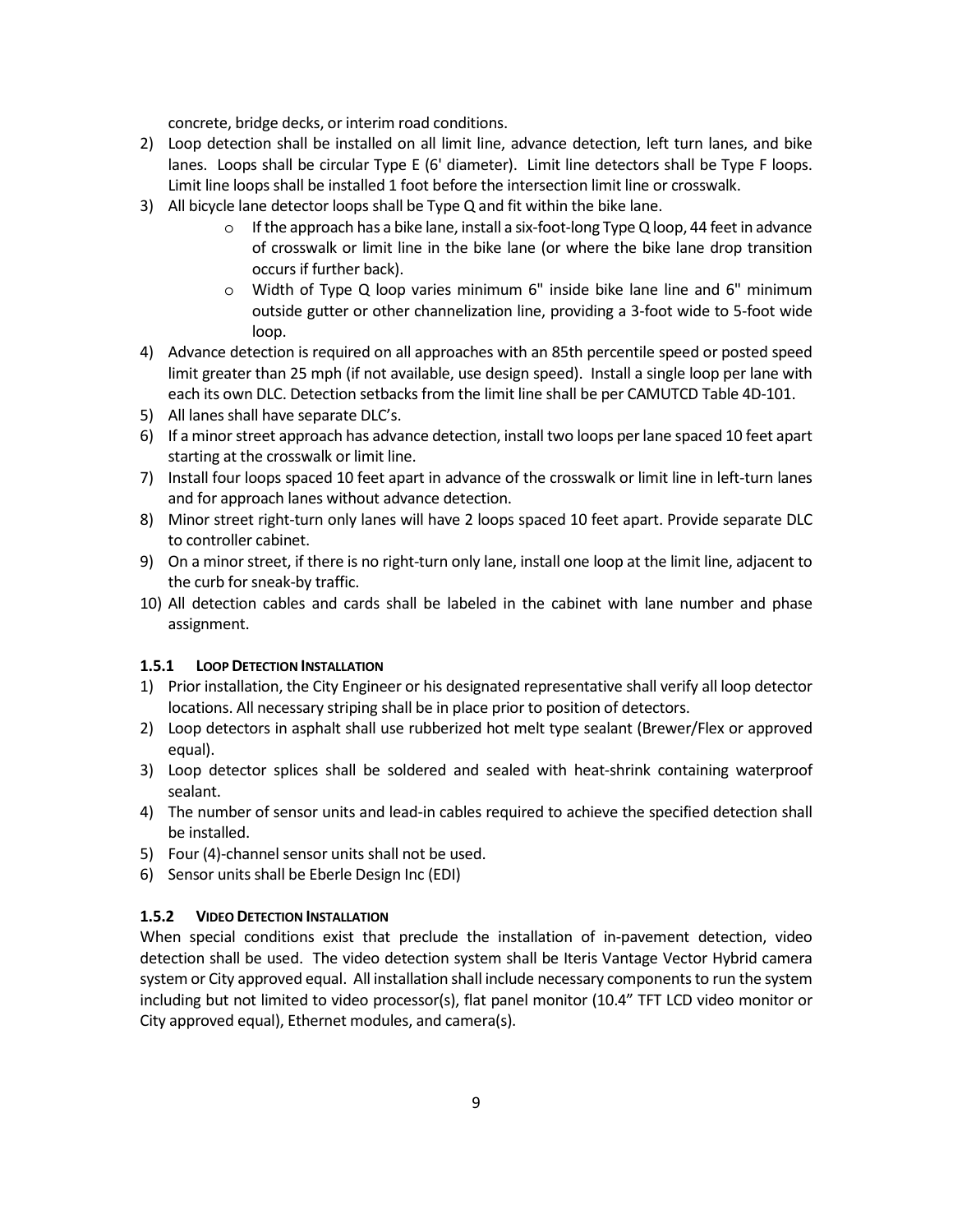concrete, bridge decks, or interim road conditions.

2) Loop detection shall be installed on all limit line, advance detection, left turn lanes, and bike lanes. Loops shall be circular Type E (6' diameter). Limit line detectors shall be Type F loops. Limit line loops shall be installed 1 foot before the intersection limit line or crosswalk.
3) All bicycle lane detector loops shall be Type Q and fit within the bike lane.
   - If the approach has a bike lane, install a six-foot-long Type Q loop, 44 feet in advance of crosswalk or limit line in the bike lane (or where the bike lane drop transition occurs if further back).
   - Width of Type Q loop varies minimum 6" inside bike lane line and 6" minimum outside gutter or other channelization line, providing a 3-foot wide to 5-foot wide loop.
4) Advance detection is required on all approaches with an 85th percentile speed or posted speed limit greater than 25 mph (if not available, use design speed). Install a single loop per lane with each its own DLC. Detection setbacks from the limit line shall be per CAMUTCD Table 4D-101.
5) All lanes shall have separate DLC's.
6) If a minor street approach has advance detection, install two loops per lane spaced 10 feet apart starting at the crosswalk or limit line.
7) Install four loops spaced 10 feet apart in advance of the crosswalk or limit line in left-turn lanes and for approach lanes without advance detection.
8) Minor street right-turn only lanes will have 2 loops spaced 10 feet apart. Provide separate DLC to controller cabinet.
9) On a minor street, if there is no right-turn only lane, install one loop at the limit line, adjacent to the curb for sneak-by traffic.
10) All detection cables and cards shall be labeled in the cabinet with lane number and phase assignment.

### 1.5.1 LOOP DETECTION INSTALLATION

1) Prior installation, the City Engineer or his designated representative shall verify all loop detector locations. All necessary striping shall be in place prior to position of detectors.
2) Loop detectors in asphalt shall use rubberized hot melt type sealant (Brewer/Flex or approved equal).
3) Loop detector splices shall be soldered and sealed with heat-shrink containing waterproof sealant.
4) The number of sensor units and lead-in cables required to achieve the specified detection shall be installed.
5) Four (4)-channel sensor units shall not be used.
6) Sensor units shall be Eberle Design Inc (EDI)

### 1.5.2 VIDEO DETECTION INSTALLATION

When special conditions exist that preclude the installation of in-pavement detection, video detection shall be used. The video detection system shall be Iteris Vantage Vector Hybrid camera system or City approved equal. All installation shall include necessary components to run the system including but not limited to video processor(s), flat panel monitor (10.4" TFT LCD video monitor or City approved equal), Ethernet modules, and camera(s).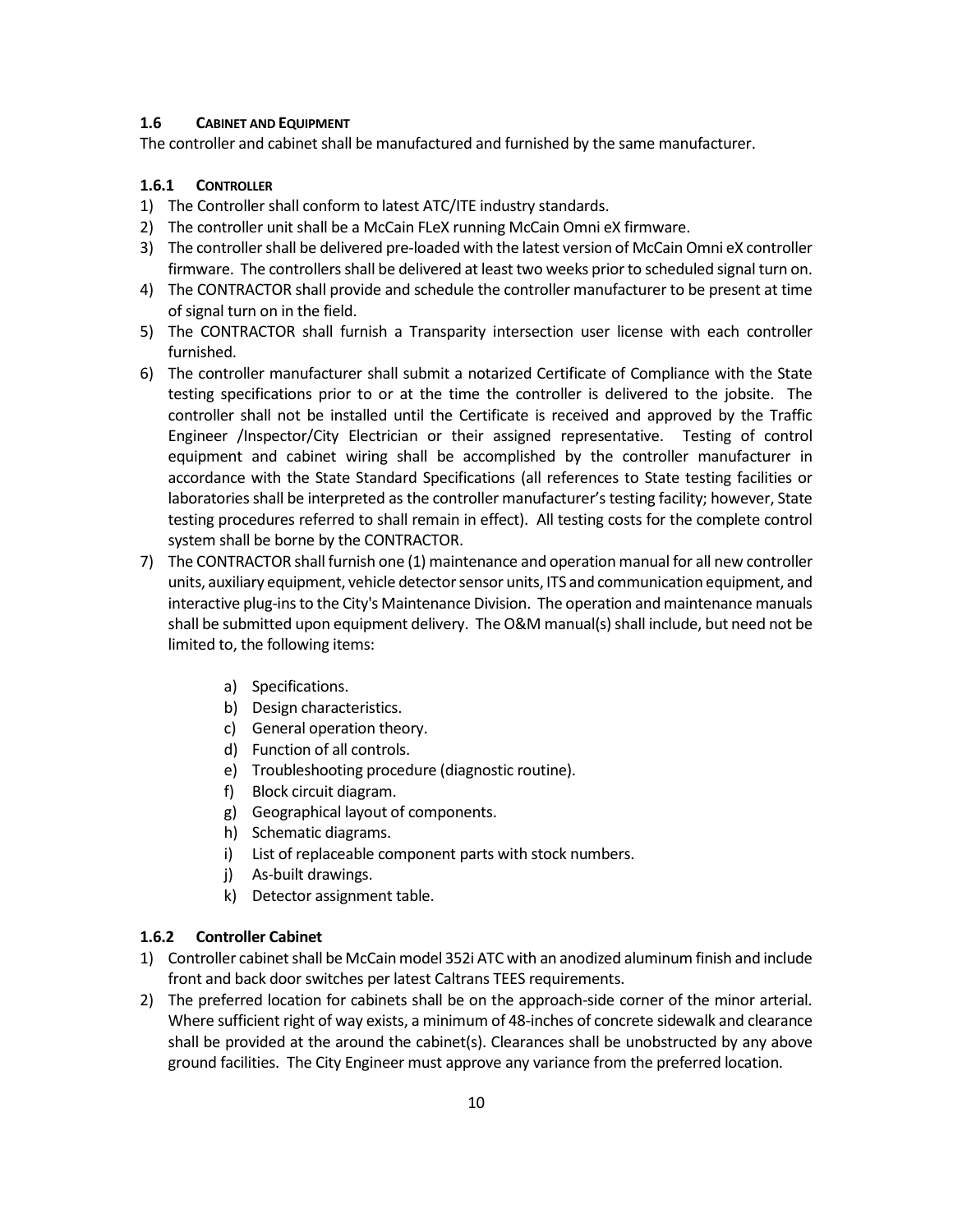### 1.6 CABINET AND EQUIPMENT

The controller and cabinet shall be manufactured and furnished by the same manufacturer.

#### 1.6.1 CONTROLLER

1) The Controller shall conform to latest ATC/ITE industry standards.
2) The controller unit shall be a McCain FLeX running McCain Omni eX firmware.
3) The controller shall be delivered pre-loaded with the latest version of McCain Omni eX controller firmware. The controllers shall be delivered at least two weeks prior to scheduled signal turn on.
4) The CONTRACTOR shall provide and schedule the controller manufacturer to be present at time of signal turn on in the field.
5) The CONTRACTOR shall furnish a Transparity intersection user license with each controller furnished.
6) The controller manufacturer shall submit a notarized Certificate of Compliance with the State testing specifications prior to or at the time the controller is delivered to the jobsite. The controller shall not be installed until the Certificate is received and approved by the Traffic Engineer /Inspector/City Electrician or their assigned representative. Testing of control equipment and cabinet wiring shall be accomplished by the controller manufacturer in accordance with the State Standard Specifications (all references to State testing facilities or laboratories shall be interpreted as the controller manufacturer's testing facility; however, State testing procedures referred to shall remain in effect). All testing costs for the complete control system shall be borne by the CONTRACTOR.
7) The CONTRACTOR shall furnish one (1) maintenance and operation manual for all new controller units, auxiliary equipment, vehicle detector sensor units, ITS and communication equipment, and interactive plug-ins to the City's Maintenance Division. The operation and maintenance manuals shall be submitted upon equipment delivery. The O&M manual(s) shall include, but need not be limited to, the following items:

   a) Specifications.
   b) Design characteristics.
   c) General operation theory.
   d) Function of all controls.
   e) Troubleshooting procedure (diagnostic routine).
   f) Block circuit diagram.
   g) Geographical layout of components.
   h) Schematic diagrams.
   i) List of replaceable component parts with stock numbers.
   j) As-built drawings.
   k) Detector assignment table.

#### 1.6.2 Controller Cabinet

1) Controller cabinet shall be McCain model 352i ATC with an anodized aluminum finish and include front and back door switches per latest Caltrans TEES requirements.
2) The preferred location for cabinets shall be on the approach-side corner of the minor arterial. Where sufficient right of way exists, a minimum of 48-inches of concrete sidewalk and clearance shall be provided at the around the cabinet(s). Clearances shall be unobstructed by any above ground facilities. The City Engineer must approve any variance from the preferred location.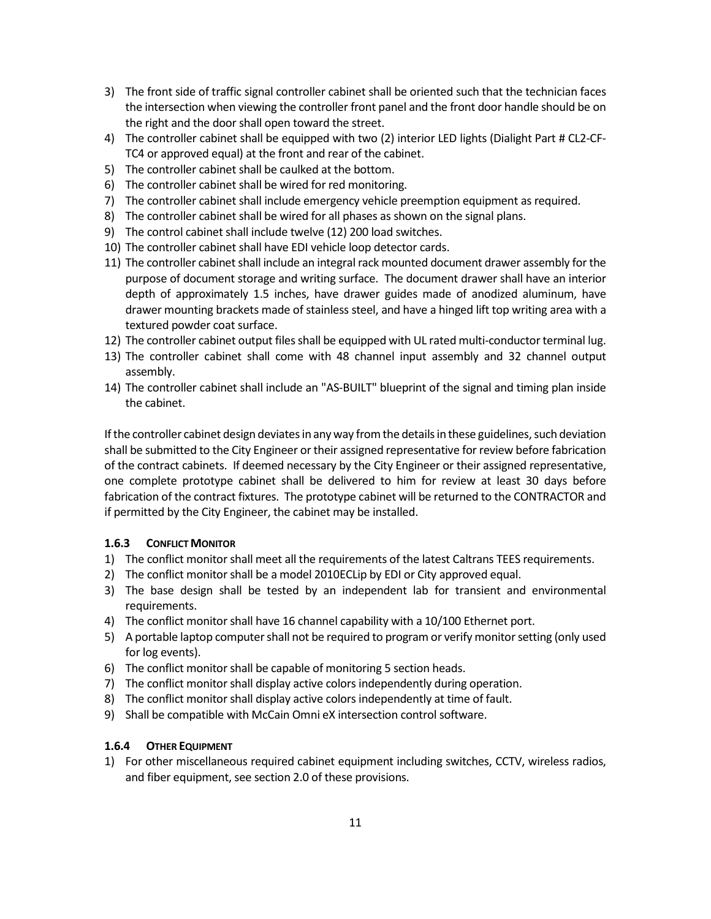3) The front side of traffic signal controller cabinet shall be oriented such that the technician faces the intersection when viewing the controller front panel and the front door handle should be on the right and the door shall open toward the street.
4) The controller cabinet shall be equipped with two (2) interior LED lights (Dialight Part # CL2-CF-TC4 or approved equal) at the front and rear of the cabinet.
5) The controller cabinet shall be caulked at the bottom.
6) The controller cabinet shall be wired for red monitoring.
7) The controller cabinet shall include emergency vehicle preemption equipment as required.
8) The controller cabinet shall be wired for all phases as shown on the signal plans.
9) The control cabinet shall include twelve (12) 200 load switches.
10) The controller cabinet shall have EDI vehicle loop detector cards.
11) The controller cabinet shall include an integral rack mounted document drawer assembly for the purpose of document storage and writing surface. The document drawer shall have an interior depth of approximately 1.5 inches, have drawer guides made of anodized aluminum, have drawer mounting brackets made of stainless steel, and have a hinged lift top writing area with a textured powder coat surface.
12) The controller cabinet output files shall be equipped with UL rated multi-conductor terminal lug.
13) The controller cabinet shall come with 48 channel input assembly and 32 channel output assembly.
14) The controller cabinet shall include an "AS-BUILT" blueprint of the signal and timing plan inside the cabinet.

If the controller cabinet design deviates in any way from the details in these guidelines, such deviation shall be submitted to the City Engineer or their assigned representative for review before fabrication of the contract cabinets. If deemed necessary by the City Engineer or their assigned representative, one complete prototype cabinet shall be delivered to him for review at least 30 days before fabrication of the contract fixtures. The prototype cabinet will be returned to the CONTRACTOR and if permitted by the City Engineer, the cabinet may be installed.

#### 1.6.3 CONFLICT MONITOR

1) The conflict monitor shall meet all the requirements of the latest Caltrans TEES requirements.
2) The conflict monitor shall be a model 2010ECLip by EDI or City approved equal.
3) The base design shall be tested by an independent lab for transient and environmental requirements.
4) The conflict monitor shall have 16 channel capability with a 10/100 Ethernet port.
5) A portable laptop computer shall not be required to program or verify monitor setting (only used for log events).
6) The conflict monitor shall be capable of monitoring 5 section heads.
7) The conflict monitor shall display active colors independently during operation.
8) The conflict monitor shall display active colors independently at time of fault.
9) Shall be compatible with McCain Omni eX intersection control software.

#### 1.6.4 OTHER EQUIPMENT

1) For other miscellaneous required cabinet equipment including switches, CCTV, wireless radios, and fiber equipment, see section 2.0 of these provisions.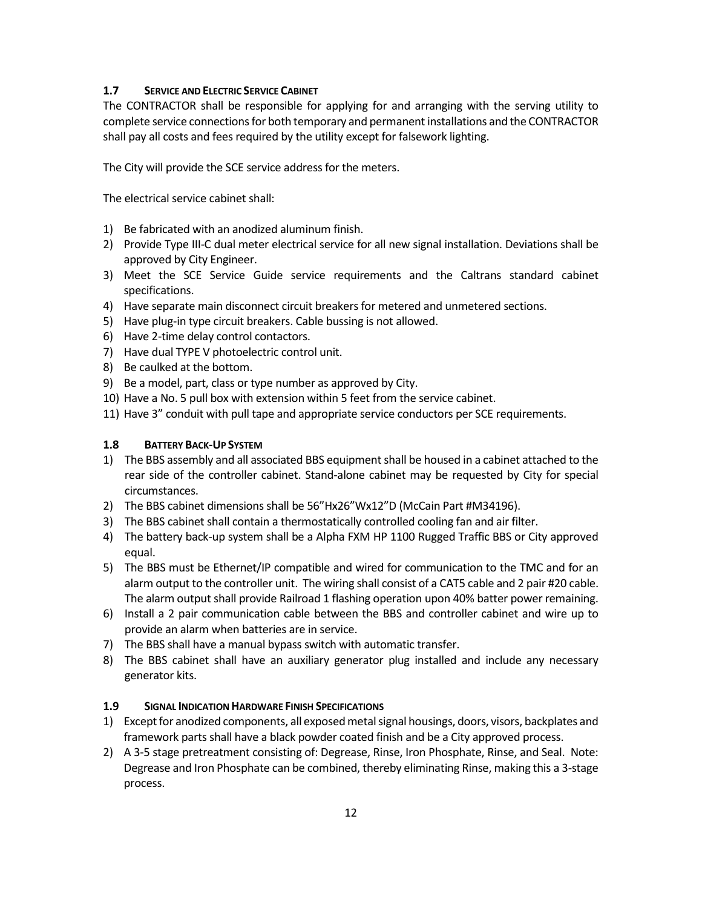### 1.7 SERVICE AND ELECTRIC SERVICE CABINET

The CONTRACTOR shall be responsible for applying for and arranging with the serving utility to complete service connections for both temporary and permanent installations and the CONTRACTOR shall pay all costs and fees required by the utility except for falsework lighting.

The City will provide the SCE service address for the meters.

The electrical service cabinet shall:

1) Be fabricated with an anodized aluminum finish.
2) Provide Type III-C dual meter electrical service for all new signal installation. Deviations shall be approved by City Engineer.
3) Meet the SCE Service Guide service requirements and the Caltrans standard cabinet specifications.
4) Have separate main disconnect circuit breakers for metered and unmetered sections.
5) Have plug-in type circuit breakers. Cable bussing is not allowed.
6) Have 2-time delay control contactors.
7) Have dual TYPE V photoelectric control unit.
8) Be caulked at the bottom.
9) Be a model, part, class or type number as approved by City.
10) Have a No. 5 pull box with extension within 5 feet from the service cabinet.
11) Have 3" conduit with pull tape and appropriate service conductors per SCE requirements.

### 1.8 BATTERY BACK-UP SYSTEM

1) The BBS assembly and all associated BBS equipment shall be housed in a cabinet attached to the rear side of the controller cabinet. Stand-alone cabinet may be requested by City for special circumstances.
2) The BBS cabinet dimensions shall be 56"Hx26"Wx12"D (McCain Part #M34196).
3) The BBS cabinet shall contain a thermostatically controlled cooling fan and air filter.
4) The battery back-up system shall be a Alpha FXM HP 1100 Rugged Traffic BBS or City approved equal.
5) The BBS must be Ethernet/IP compatible and wired for communication to the TMC and for an alarm output to the controller unit. The wiring shall consist of a CAT5 cable and 2 pair #20 cable. The alarm output shall provide Railroad 1 flashing operation upon 40% batter power remaining.
6) Install a 2 pair communication cable between the BBS and controller cabinet and wire up to provide an alarm when batteries are in service.
7) The BBS shall have a manual bypass switch with automatic transfer.
8) The BBS cabinet shall have an auxiliary generator plug installed and include any necessary generator kits.

### 1.9 SIGNAL INDICATION HARDWARE FINISH SPECIFICATIONS

1) Except for anodized components, all exposed metal signal housings, doors, visors, backplates and framework parts shall have a black powder coated finish and be a City approved process.
2) A 3-5 stage pretreatment consisting of: Degrease, Rinse, Iron Phosphate, Rinse, and Seal. Note: Degrease and Iron Phosphate can be combined, thereby eliminating Rinse, making this a 3-stage process.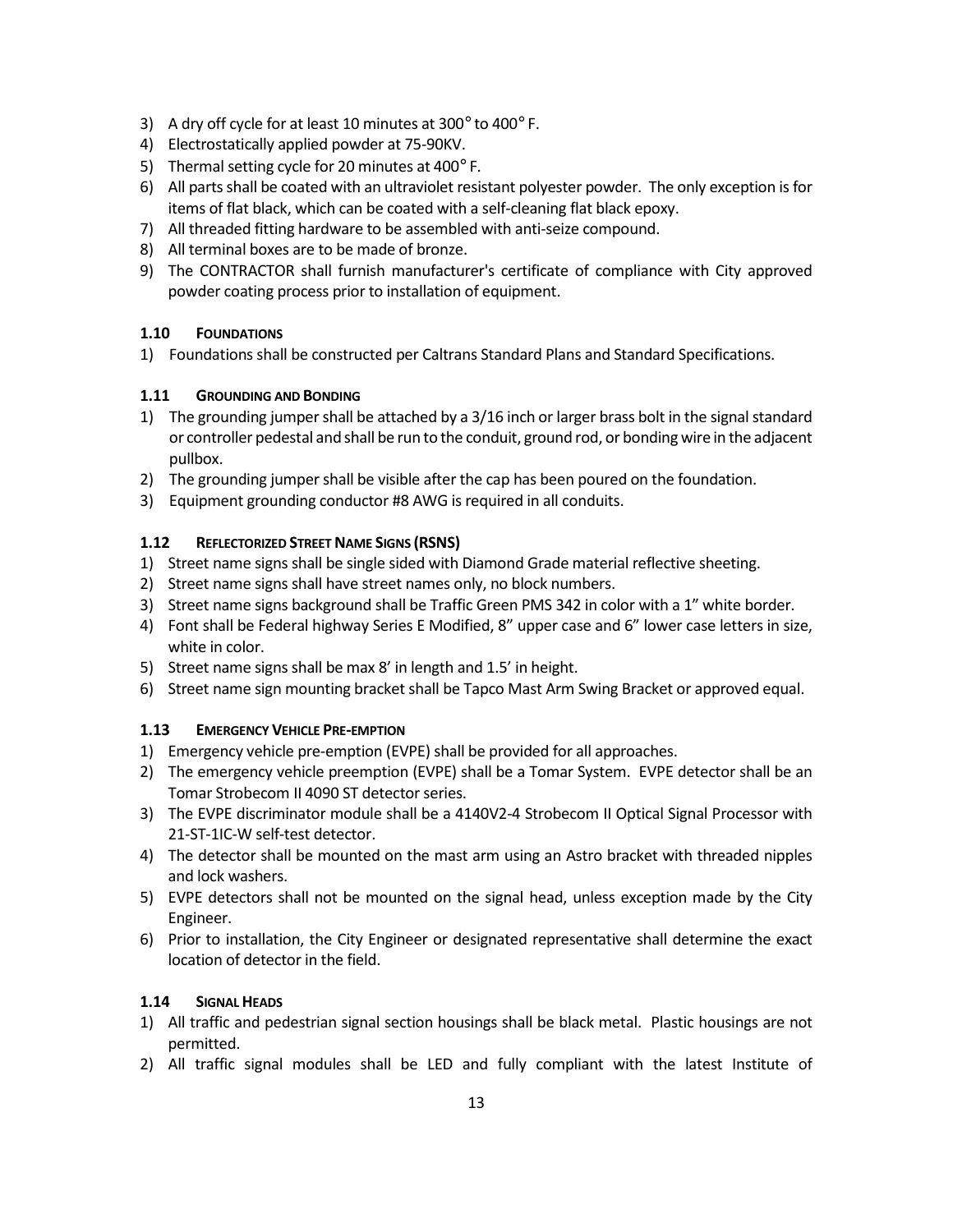3) A dry off cycle for at least 10 minutes at 300° to 400° F.
4) Electrostatically applied powder at 75-90KV.
5) Thermal setting cycle for 20 minutes at 400° F.
6) All parts shall be coated with an ultraviolet resistant polyester powder. The only exception is for items of flat black, which can be coated with a self-cleaning flat black epoxy.
7) All threaded fitting hardware to be assembled with anti-seize compound.
8) All terminal boxes are to be made of bronze.
9) The CONTRACTOR shall furnish manufacturer's certificate of compliance with City approved powder coating process prior to installation of equipment.

### 1.10 FOUNDATIONS

1) Foundations shall be constructed per Caltrans Standard Plans and Standard Specifications.

### 1.11 GROUNDING AND BONDING

1) The grounding jumper shall be attached by a 3/16 inch or larger brass bolt in the signal standard or controller pedestal and shall be run to the conduit, ground rod, or bonding wire in the adjacent pullbox.
2) The grounding jumper shall be visible after the cap has been poured on the foundation.
3) Equipment grounding conductor #8 AWG is required in all conduits.

### 1.12 REFLECTORIZED STREET NAME SIGNS (RSNS)

1) Street name signs shall be single sided with Diamond Grade material reflective sheeting.
2) Street name signs shall have street names only, no block numbers.
3) Street name signs background shall be Traffic Green PMS 342 in color with a 1" white border.
4) Font shall be Federal highway Series E Modified, 8" upper case and 6" lower case letters in size, white in color.
5) Street name signs shall be max 8' in length and 1.5' in height.
6) Street name sign mounting bracket shall be Tapco Mast Arm Swing Bracket or approved equal.

### 1.13 EMERGENCY VEHICLE PRE-EMPTION

1) Emergency vehicle pre-emption (EVPE) shall be provided for all approaches.
2) The emergency vehicle preemption (EVPE) shall be a Tomar System. EVPE detector shall be an Tomar Strobecom II 4090 ST detector series.
3) The EVPE discriminator module shall be a 4140V2-4 Strobecom II Optical Signal Processor with 21-ST-1IC-W self-test detector.
4) The detector shall be mounted on the mast arm using an Astro bracket with threaded nipples and lock washers.
5) EVPE detectors shall not be mounted on the signal head, unless exception made by the City Engineer.
6) Prior to installation, the City Engineer or designated representative shall determine the exact location of detector in the field.

### 1.14 SIGNAL HEADS

1) All traffic and pedestrian signal section housings shall be black metal. Plastic housings are not permitted.
2) All traffic signal modules shall be LED and fully compliant with the latest Institute of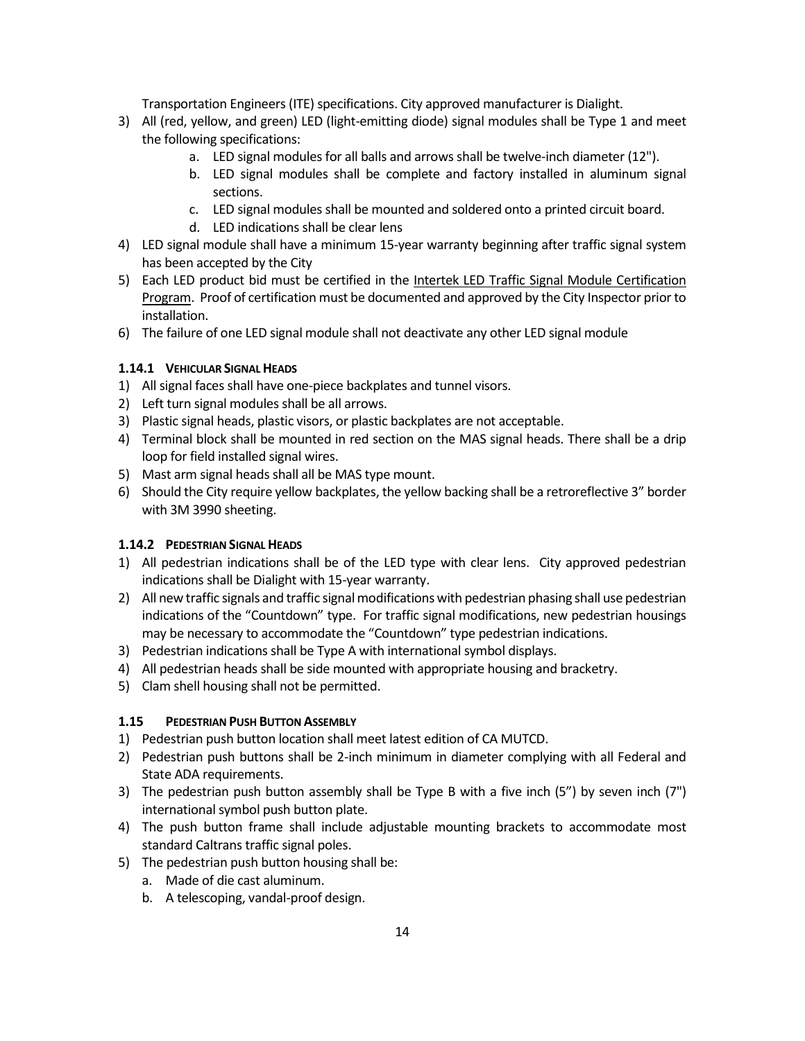Transportation Engineers (ITE) specifications. City approved manufacturer is Dialight.

3) All (red, yellow, and green) LED (light-emitting diode) signal modules shall be Type 1 and meet the following specifications:
    a. LED signal modules for all balls and arrows shall be twelve-inch diameter (12").
    b. LED signal modules shall be complete and factory installed in aluminum signal sections.
    c. LED signal modules shall be mounted and soldered onto a printed circuit board.
    d. LED indications shall be clear lens
4) LED signal module shall have a minimum 15-year warranty beginning after traffic signal system has been accepted by the City
5) Each LED product bid must be certified in the Intertek LED Traffic Signal Module Certification Program. Proof of certification must be documented and approved by the City Inspector prior to installation.
6) The failure of one LED signal module shall not deactivate any other LED signal module

#### 1.14.1 Vehicular Signal Heads

1) All signal faces shall have one-piece backplates and tunnel visors.
2) Left turn signal modules shall be all arrows.
3) Plastic signal heads, plastic visors, or plastic backplates are not acceptable.
4) Terminal block shall be mounted in red section on the MAS signal heads. There shall be a drip loop for field installed signal wires.
5) Mast arm signal heads shall all be MAS type mount.
6) Should the City require yellow backplates, the yellow backing shall be a retroreflective 3" border with 3M 3990 sheeting.

#### 1.14.2 Pedestrian Signal Heads

1) All pedestrian indications shall be of the LED type with clear lens. City approved pedestrian indications shall be Dialight with 15-year warranty.
2) All new traffic signals and traffic signal modifications with pedestrian phasing shall use pedestrian indications of the "Countdown" type. For traffic signal modifications, new pedestrian housings may be necessary to accommodate the "Countdown" type pedestrian indications.
3) Pedestrian indications shall be Type A with international symbol displays.
4) All pedestrian heads shall be side mounted with appropriate housing and bracketry.
5) Clam shell housing shall not be permitted.

### 1.15 Pedestrian Push Button Assembly

1) Pedestrian push button location shall meet latest edition of CA MUTCD.
2) Pedestrian push buttons shall be 2-inch minimum in diameter complying with all Federal and State ADA requirements.
3) The pedestrian push button assembly shall be Type B with a five inch (5") by seven inch (7") international symbol push button plate.
4) The push button frame shall include adjustable mounting brackets to accommodate most standard Caltrans traffic signal poles.
5) The pedestrian push button housing shall be:
    a. Made of die cast aluminum.
    b. A telescoping, vandal-proof design.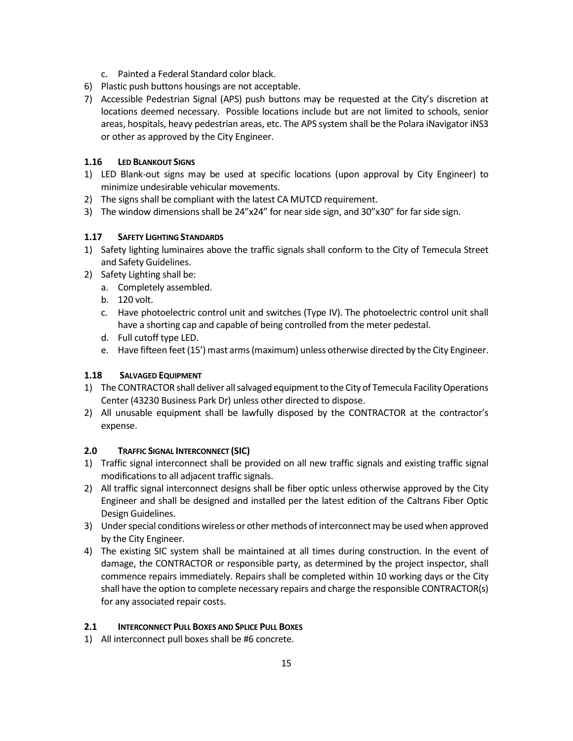c. Painted a Federal Standard color black.

6) Plastic push buttons housings are not acceptable.
7) Accessible Pedestrian Signal (APS) push buttons may be requested at the City's discretion at locations deemed necessary. Possible locations include but are not limited to schools, senior areas, hospitals, heavy pedestrian areas, etc. The APS system shall be the Polara iNavigator iNS3 or other as approved by the City Engineer.

#### 1.16 LED BLANKOUT SIGNS

1) LED Blank-out signs may be used at specific locations (upon approval by City Engineer) to minimize undesirable vehicular movements.
2) The signs shall be compliant with the latest CA MUTCD requirement.
3) The window dimensions shall be 24"x24" for near side sign, and 30"x30" for far side sign.

#### 1.17 SAFETY LIGHTING STANDARDS

1) Safety lighting luminaires above the traffic signals shall conform to the City of Temecula Street and Safety Guidelines.
2) Safety Lighting shall be:
   a. Completely assembled.
   b. 120 volt.
   c. Have photoelectric control unit and switches (Type IV). The photoelectric control unit shall have a shorting cap and capable of being controlled from the meter pedestal.
   d. Full cutoff type LED.
   e. Have fifteen feet (15') mast arms (maximum) unless otherwise directed by the City Engineer.

#### 1.18 SALVAGED EQUIPMENT

1) The CONTRACTOR shall deliver all salvaged equipment to the City of Temecula Facility Operations Center (43230 Business Park Dr) unless other directed to dispose.
2) All unusable equipment shall be lawfully disposed by the CONTRACTOR at the contractor's expense.

#### 2.0 TRAFFIC SIGNAL INTERCONNECT (SIC)

1) Traffic signal interconnect shall be provided on all new traffic signals and existing traffic signal modifications to all adjacent traffic signals.
2) All traffic signal interconnect designs shall be fiber optic unless otherwise approved by the City Engineer and shall be designed and installed per the latest edition of the Caltrans Fiber Optic Design Guidelines.
3) Under special conditions wireless or other methods of interconnect may be used when approved by the City Engineer.
4) The existing SIC system shall be maintained at all times during construction. In the event of damage, the CONTRACTOR or responsible party, as determined by the project inspector, shall commence repairs immediately. Repairs shall be completed within 10 working days or the City shall have the option to complete necessary repairs and charge the responsible CONTRACTOR(s) for any associated repair costs.

#### 2.1 INTERCONNECT PULL BOXES AND SPLICE PULL BOXES

1) All interconnect pull boxes shall be #6 concrete.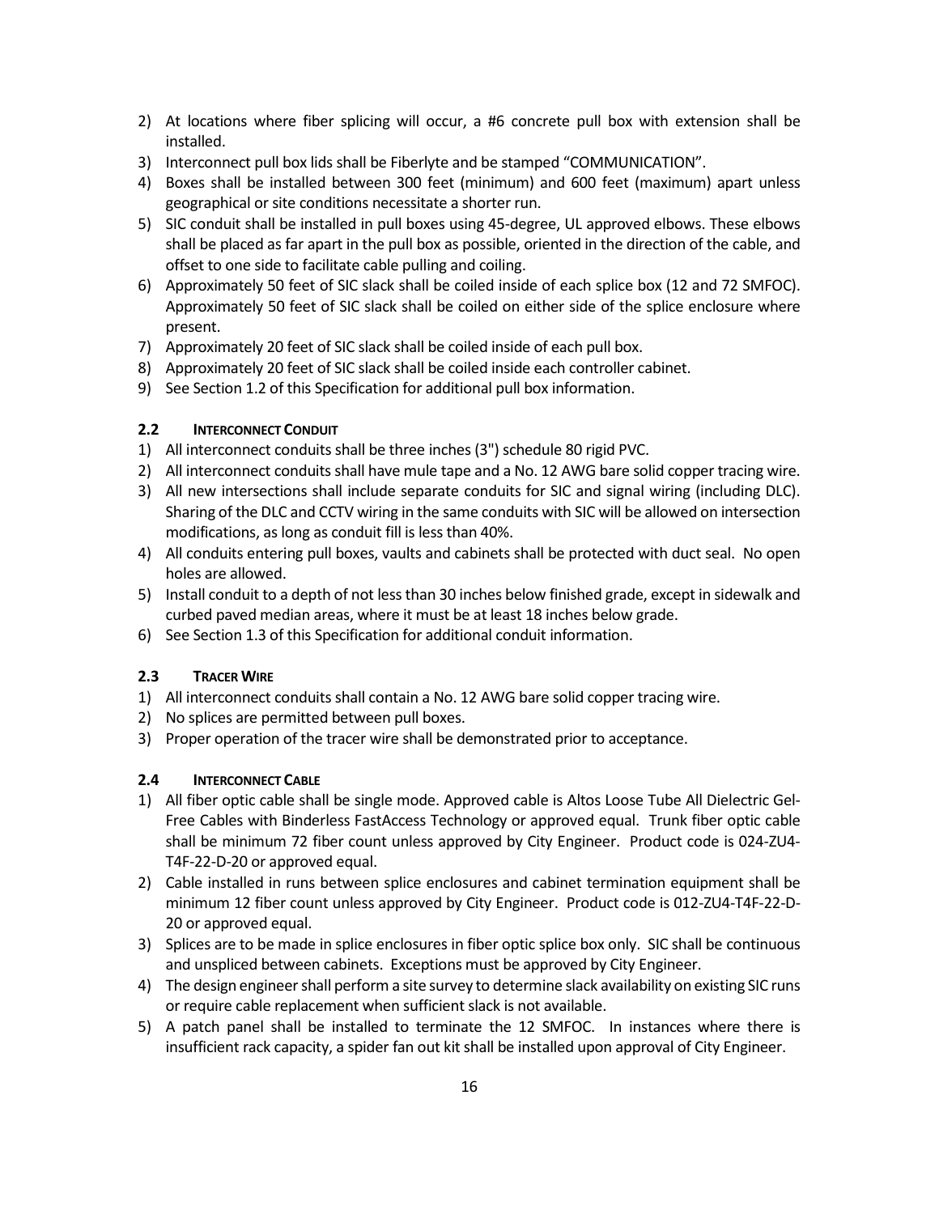2) At locations where fiber splicing will occur, a #6 concrete pull box with extension shall be installed.
3) Interconnect pull box lids shall be Fiberlyte and be stamped "COMMUNICATION".
4) Boxes shall be installed between 300 feet (minimum) and 600 feet (maximum) apart unless geographical or site conditions necessitate a shorter run.
5) SIC conduit shall be installed in pull boxes using 45-degree, UL approved elbows. These elbows shall be placed as far apart in the pull box as possible, oriented in the direction of the cable, and offset to one side to facilitate cable pulling and coiling.
6) Approximately 50 feet of SIC slack shall be coiled inside of each splice box (12 and 72 SMFOC). Approximately 50 feet of SIC slack shall be coiled on either side of the splice enclosure where present.
7) Approximately 20 feet of SIC slack shall be coiled inside of each pull box.
8) Approximately 20 feet of SIC slack shall be coiled inside each controller cabinet.
9) See Section 1.2 of this Specification for additional pull box information.

### 2.2 INTERCONNECT CONDUIT

1) All interconnect conduits shall be three inches (3") schedule 80 rigid PVC.
2) All interconnect conduits shall have mule tape and a No. 12 AWG bare solid copper tracing wire.
3) All new intersections shall include separate conduits for SIC and signal wiring (including DLC). Sharing of the DLC and CCTV wiring in the same conduits with SIC will be allowed on intersection modifications, as long as conduit fill is less than 40%.
4) All conduits entering pull boxes, vaults and cabinets shall be protected with duct seal. No open holes are allowed.
5) Install conduit to a depth of not less than 30 inches below finished grade, except in sidewalk and curbed paved median areas, where it must be at least 18 inches below grade.
6) See Section 1.3 of this Specification for additional conduit information.

### 2.3 TRACER WIRE

1) All interconnect conduits shall contain a No. 12 AWG bare solid copper tracing wire.
2) No splices are permitted between pull boxes.
3) Proper operation of the tracer wire shall be demonstrated prior to acceptance.

### 2.4 INTERCONNECT CABLE

1) All fiber optic cable shall be single mode. Approved cable is Altos Loose Tube All Dielectric Gel-Free Cables with Binderless FastAccess Technology or approved equal. Trunk fiber optic cable shall be minimum 72 fiber count unless approved by City Engineer. Product code is 024-ZU4-T4F-22-D-20 or approved equal.
2) Cable installed in runs between splice enclosures and cabinet termination equipment shall be minimum 12 fiber count unless approved by City Engineer. Product code is 012-ZU4-T4F-22-D-20 or approved equal.
3) Splices are to be made in splice enclosures in fiber optic splice box only. SIC shall be continuous and unspliced between cabinets. Exceptions must be approved by City Engineer.
4) The design engineer shall perform a site survey to determine slack availability on existing SIC runs or require cable replacement when sufficient slack is not available.
5) A patch panel shall be installed to terminate the 12 SMFOC. In instances where there is insufficient rack capacity, a spider fan out kit shall be installed upon approval of City Engineer.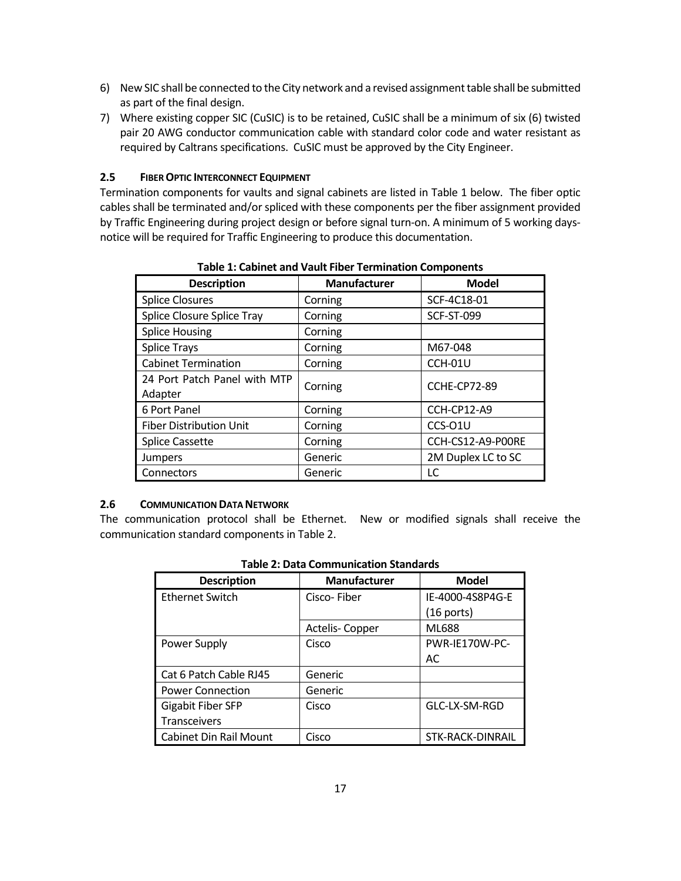6) New SIC shall be connected to the City network and a revised assignment table shall be submitted as part of the final design.
7) Where existing copper SIC (CuSIC) is to be retained, CuSIC shall be a minimum of six (6) twisted pair 20 AWG conductor communication cable with standard color code and water resistant as required by Caltrans specifications. CuSIC must be approved by the City Engineer.

### 2.5 FIBER OPTIC INTERCONNECT EQUIPMENT

Termination components for vaults and signal cabinets are listed in Table 1 below. The fiber optic cables shall be terminated and/or spliced with these components per the fiber assignment provided by Traffic Engineering during project design or before signal turn-on. A minimum of 5 working days-notice will be required for Traffic Engineering to produce this documentation.

**Table 1: Cabinet and Vault Fiber Termination Components**

| Description | Manufacturer | Model |
|---|---|---|
| Splice Closures | Corning | SCF-4C18-01 |
| Splice Closure Splice Tray | Corning | SCF-ST-099 |
| Splice Housing | Corning | |
| Splice Trays | Corning | M67-048 |
| Cabinet Termination | Corning | CCH-01U |
| 24 Port Patch Panel with MTP Adapter | Corning | CCHE-CP72-89 |
| 6 Port Panel | Corning | CCH-CP12-A9 |
| Fiber Distribution Unit | Corning | CCS-O1U |
| Splice Cassette | Corning | CCH-CS12-A9-P00RE |
| Jumpers | Generic | 2M Duplex LC to SC |
| Connectors | Generic | LC |

### 2.6 COMMUNICATION DATA NETWORK

The communication protocol shall be Ethernet. New or modified signals shall receive the communication standard components in Table 2.

**Table 2: Data Communication Standards**

| Description | Manufacturer | Model |
|---|---|---|
| Ethernet Switch | Cisco- Fiber | IE-4000-4S8P4G-E (16 ports) |
| | Actelis- Copper | ML688 |
| Power Supply | Cisco | PWR-IE170W-PC-AC |
| Cat 6 Patch Cable RJ45 | Generic | |
| Power Connection | Generic | |
| Gigabit Fiber SFP Transceivers | Cisco | GLC-LX-SM-RGD |
| Cabinet Din Rail Mount | Cisco | STK-RACK-DINRAIL |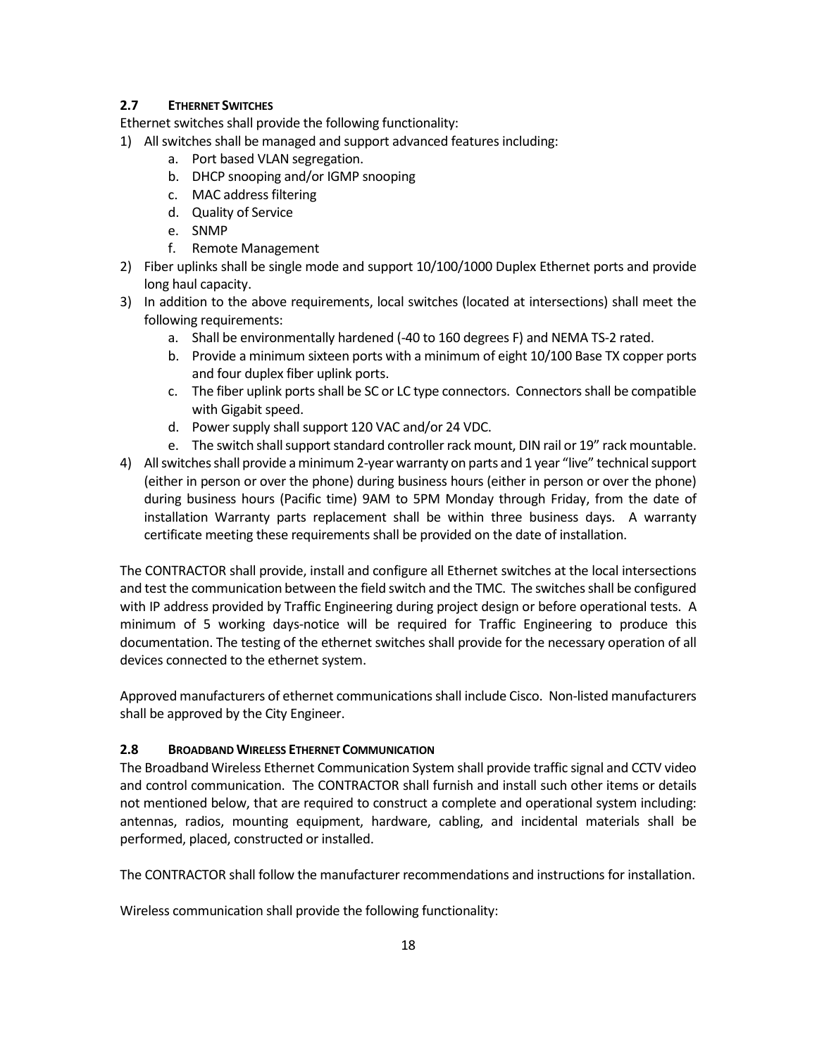### 2.7 ETHERNET SWITCHES

Ethernet switches shall provide the following functionality:

1) All switches shall be managed and support advanced features including:
    a. Port based VLAN segregation.
    b. DHCP snooping and/or IGMP snooping
    c. MAC address filtering
    d. Quality of Service
    e. SNMP
    f. Remote Management
2) Fiber uplinks shall be single mode and support 10/100/1000 Duplex Ethernet ports and provide long haul capacity.
3) In addition to the above requirements, local switches (located at intersections) shall meet the following requirements:
    a. Shall be environmentally hardened (-40 to 160 degrees F) and NEMA TS-2 rated.
    b. Provide a minimum sixteen ports with a minimum of eight 10/100 Base TX copper ports and four duplex fiber uplink ports.
    c. The fiber uplink ports shall be SC or LC type connectors. Connectors shall be compatible with Gigabit speed.
    d. Power supply shall support 120 VAC and/or 24 VDC.
    e. The switch shall support standard controller rack mount, DIN rail or 19" rack mountable.
4) All switches shall provide a minimum 2-year warranty on parts and 1 year "live" technical support (either in person or over the phone) during business hours (either in person or over the phone) during business hours (Pacific time) 9AM to 5PM Monday through Friday, from the date of installation Warranty parts replacement shall be within three business days. A warranty certificate meeting these requirements shall be provided on the date of installation.

The CONTRACTOR shall provide, install and configure all Ethernet switches at the local intersections and test the communication between the field switch and the TMC. The switches shall be configured with IP address provided by Traffic Engineering during project design or before operational tests. A minimum of 5 working days-notice will be required for Traffic Engineering to produce this documentation. The testing of the ethernet switches shall provide for the necessary operation of all devices connected to the ethernet system.

Approved manufacturers of ethernet communications shall include Cisco. Non-listed manufacturers shall be approved by the City Engineer.

### 2.8 BROADBAND WIRELESS ETHERNET COMMUNICATION

The Broadband Wireless Ethernet Communication System shall provide traffic signal and CCTV video and control communication. The CONTRACTOR shall furnish and install such other items or details not mentioned below, that are required to construct a complete and operational system including: antennas, radios, mounting equipment, hardware, cabling, and incidental materials shall be performed, placed, constructed or installed.

The CONTRACTOR shall follow the manufacturer recommendations and instructions for installation.

Wireless communication shall provide the following functionality: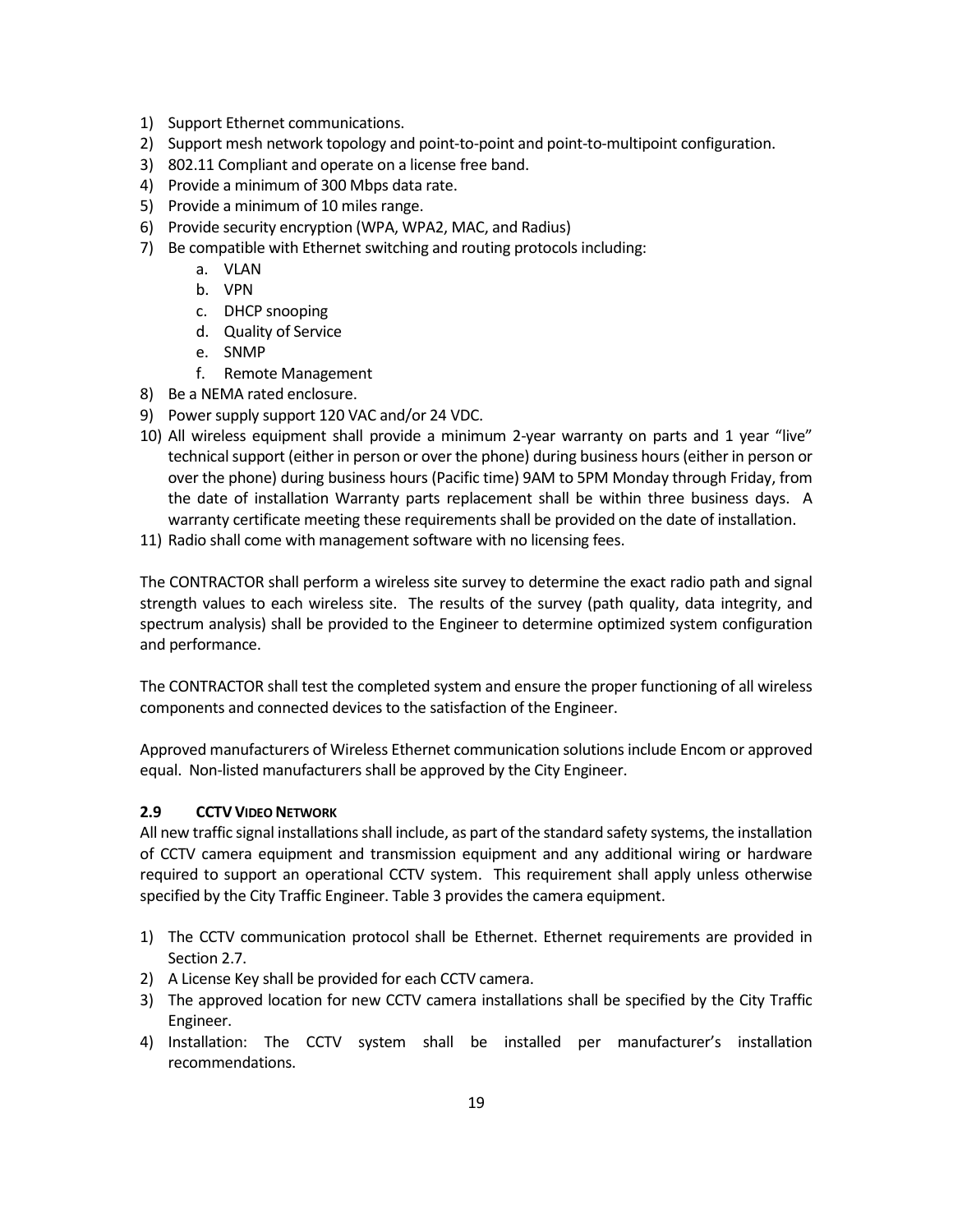1) Support Ethernet communications.
2) Support mesh network topology and point-to-point and point-to-multipoint configuration.
3) 802.11 Compliant and operate on a license free band.
4) Provide a minimum of 300 Mbps data rate.
5) Provide a minimum of 10 miles range.
6) Provide security encryption (WPA, WPA2, MAC, and Radius)
7) Be compatible with Ethernet switching and routing protocols including:
   a. VLAN
   b. VPN
   c. DHCP snooping
   d. Quality of Service
   e. SNMP
   f. Remote Management
8) Be a NEMA rated enclosure.
9) Power supply support 120 VAC and/or 24 VDC.
10) All wireless equipment shall provide a minimum 2-year warranty on parts and 1 year "live" technical support (either in person or over the phone) during business hours (either in person or over the phone) during business hours (Pacific time) 9AM to 5PM Monday through Friday, from the date of installation Warranty parts replacement shall be within three business days. A warranty certificate meeting these requirements shall be provided on the date of installation.
11) Radio shall come with management software with no licensing fees.

The CONTRACTOR shall perform a wireless site survey to determine the exact radio path and signal strength values to each wireless site. The results of the survey (path quality, data integrity, and spectrum analysis) shall be provided to the Engineer to determine optimized system configuration and performance.

The CONTRACTOR shall test the completed system and ensure the proper functioning of all wireless components and connected devices to the satisfaction of the Engineer.

Approved manufacturers of Wireless Ethernet communication solutions include Encom or approved equal. Non-listed manufacturers shall be approved by the City Engineer.

### 2.9 CCTV Video Network

All new traffic signal installations shall include, as part of the standard safety systems, the installation of CCTV camera equipment and transmission equipment and any additional wiring or hardware required to support an operational CCTV system. This requirement shall apply unless otherwise specified by the City Traffic Engineer. Table 3 provides the camera equipment.

1) The CCTV communication protocol shall be Ethernet. Ethernet requirements are provided in Section 2.7.
2) A License Key shall be provided for each CCTV camera.
3) The approved location for new CCTV camera installations shall be specified by the City Traffic Engineer.
4) Installation: The CCTV system shall be installed per manufacturer's installation recommendations.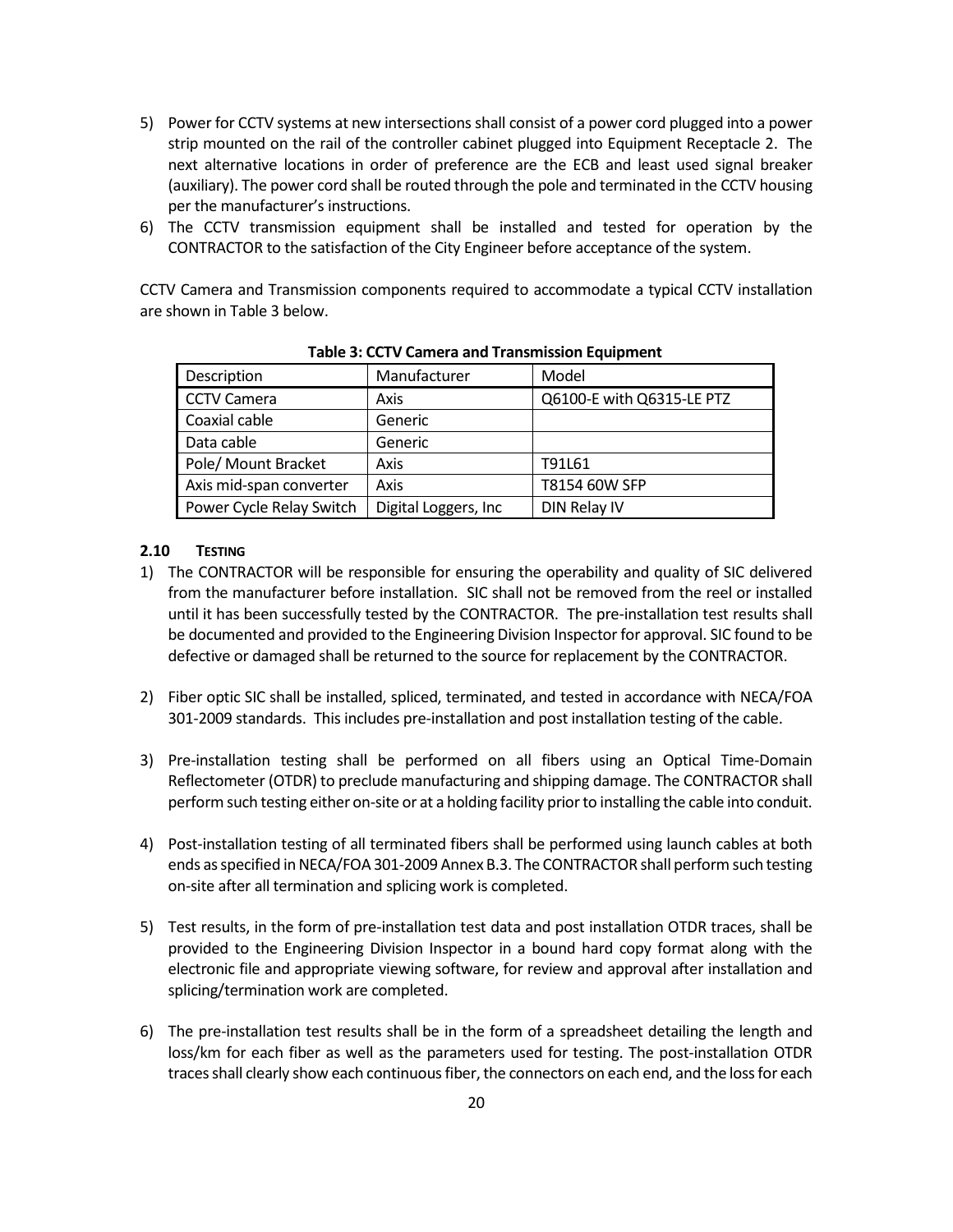5) Power for CCTV systems at new intersections shall consist of a power cord plugged into a power strip mounted on the rail of the controller cabinet plugged into Equipment Receptacle 2. The next alternative locations in order of preference are the ECB and least used signal breaker (auxiliary). The power cord shall be routed through the pole and terminated in the CCTV housing per the manufacturer's instructions.
6) The CCTV transmission equipment shall be installed and tested for operation by the CONTRACTOR to the satisfaction of the City Engineer before acceptance of the system.

CCTV Camera and Transmission components required to accommodate a typical CCTV installation are shown in Table 3 below.

**Table 3: CCTV Camera and Transmission Equipment**

| Description | Manufacturer | Model |
|---|---|---|
| CCTV Camera | Axis | Q6100-E with Q6315-LE PTZ |
| Coaxial cable | Generic | |
| Data cable | Generic | |
| Pole/ Mount Bracket | Axis | T91L61 |
| Axis mid-span converter | Axis | T8154 60W SFP |
| Power Cycle Relay Switch | Digital Loggers, Inc | DIN Relay IV |

### 2.10 TESTING

1) The CONTRACTOR will be responsible for ensuring the operability and quality of SIC delivered from the manufacturer before installation. SIC shall not be removed from the reel or installed until it has been successfully tested by the CONTRACTOR. The pre-installation test results shall be documented and provided to the Engineering Division Inspector for approval. SIC found to be defective or damaged shall be returned to the source for replacement by the CONTRACTOR.

2) Fiber optic SIC shall be installed, spliced, terminated, and tested in accordance with NECA/FOA 301-2009 standards. This includes pre-installation and post installation testing of the cable.

3) Pre-installation testing shall be performed on all fibers using an Optical Time-Domain Reflectometer (OTDR) to preclude manufacturing and shipping damage. The CONTRACTOR shall perform such testing either on-site or at a holding facility prior to installing the cable into conduit.

4) Post-installation testing of all terminated fibers shall be performed using launch cables at both ends as specified in NECA/FOA 301-2009 Annex B.3. The CONTRACTOR shall perform such testing on-site after all termination and splicing work is completed.

5) Test results, in the form of pre-installation test data and post installation OTDR traces, shall be provided to the Engineering Division Inspector in a bound hard copy format along with the electronic file and appropriate viewing software, for review and approval after installation and splicing/termination work are completed.

6) The pre-installation test results shall be in the form of a spreadsheet detailing the length and loss/km for each fiber as well as the parameters used for testing. The post-installation OTDR traces shall clearly show each continuous fiber, the connectors on each end, and the loss for each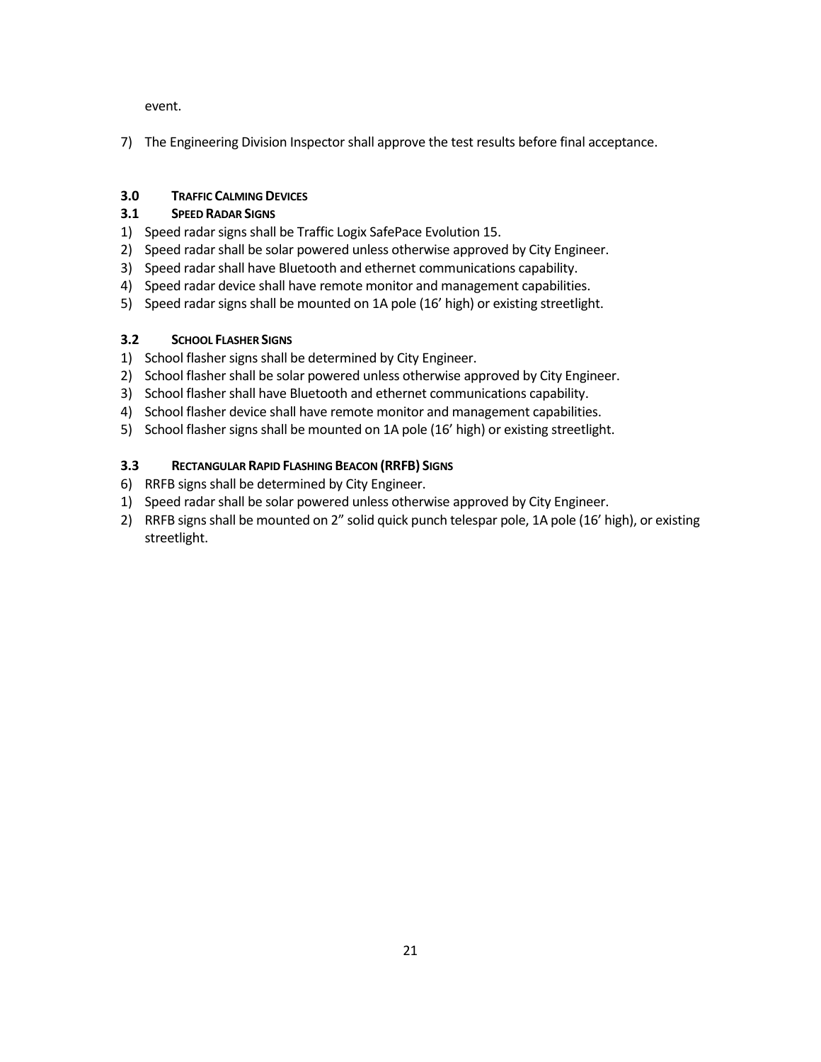event.

7) The Engineering Division Inspector shall approve the test results before final acceptance.

### 3.0 TRAFFIC CALMING DEVICES

### 3.1 SPEED RADAR SIGNS

1) Speed radar signs shall be Traffic Logix SafePace Evolution 15.
2) Speed radar shall be solar powered unless otherwise approved by City Engineer.
3) Speed radar shall have Bluetooth and ethernet communications capability.
4) Speed radar device shall have remote monitor and management capabilities.
5) Speed radar signs shall be mounted on 1A pole (16' high) or existing streetlight.

### 3.2 SCHOOL FLASHER SIGNS

1) School flasher signs shall be determined by City Engineer.
2) School flasher shall be solar powered unless otherwise approved by City Engineer.
3) School flasher shall have Bluetooth and ethernet communications capability.
4) School flasher device shall have remote monitor and management capabilities.
5) School flasher signs shall be mounted on 1A pole (16' high) or existing streetlight.

### 3.3 RECTANGULAR RAPID FLASHING BEACON (RRFB) SIGNS

6) RRFB signs shall be determined by City Engineer.
1) Speed radar shall be solar powered unless otherwise approved by City Engineer.
2) RRFB signs shall be mounted on 2" solid quick punch telespar pole, 1A pole (16' high), or existing streetlight.